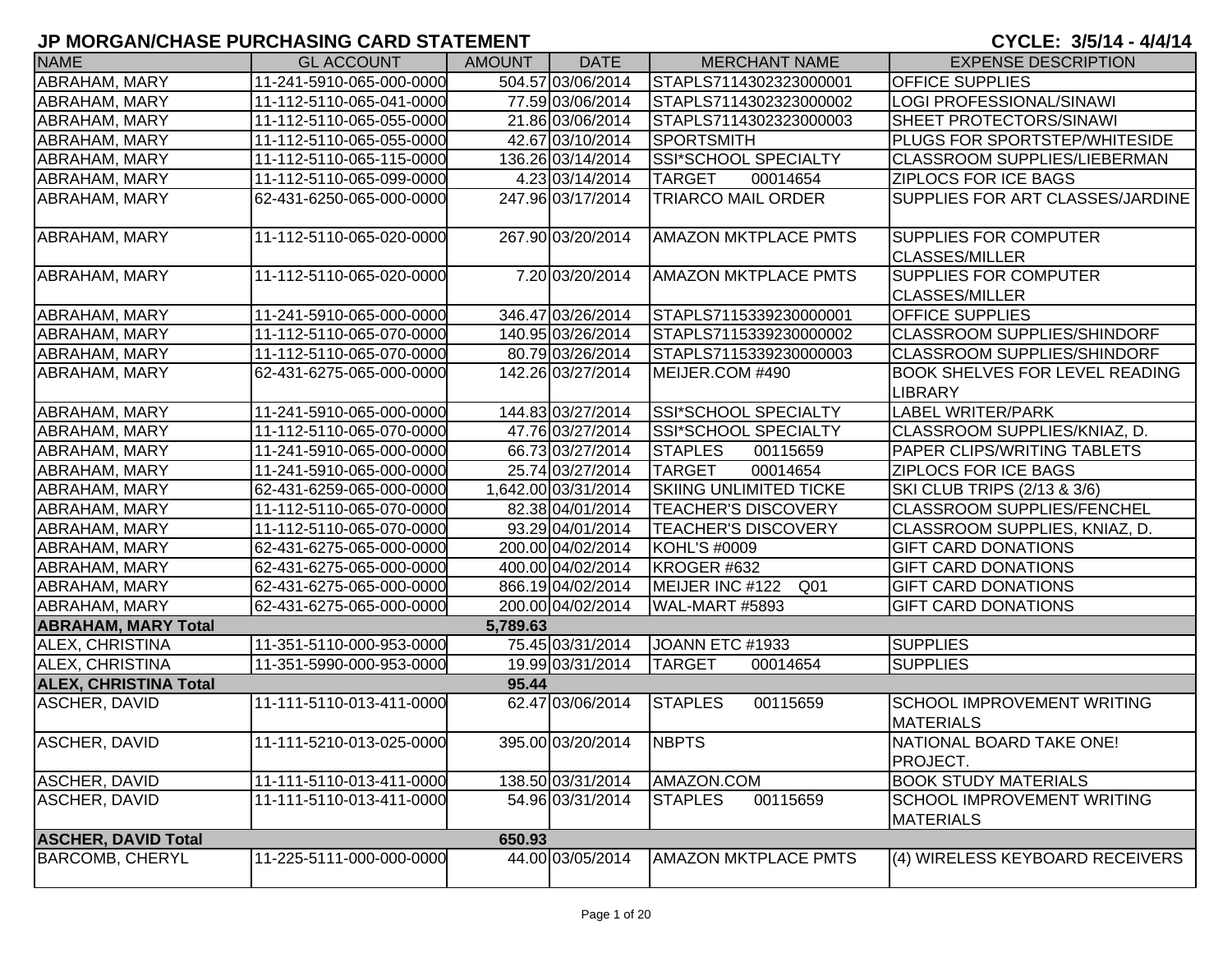# JP MORGAN/CHASE PURCHASING CARD STATEMENT

**CYCLE: 3/5/14 - 4/4/14**

| NAME | GL ACCOUNT | AMOUNT | DATE | MERCHANT NAME | EXPENSE DESCRIPTION |
|---|---|---|---|---|---|
| ABRAHAM, MARY | 11-241-5910-065-000-0000 | 504.57 | 03/06/2014 | STAPLS7114302323000001 | OFFICE SUPPLIES |
| ABRAHAM, MARY | 11-112-5110-065-041-0000 | 77.59 | 03/06/2014 | STAPLS7114302323000002 | LOGI PROFESSIONAL/SINAWI |
| ABRAHAM, MARY | 11-112-5110-065-055-0000 | 21.86 | 03/06/2014 | STAPLS7114302323000003 | SHEET PROTECTORS/SINAWI |
| ABRAHAM, MARY | 11-112-5110-065-055-0000 | 42.67 | 03/10/2014 | SPORTSMITH | PLUGS FOR SPORTSTEP/WHITESIDE |
| ABRAHAM, MARY | 11-112-5110-065-115-0000 | 136.26 | 03/14/2014 | SSI*SCHOOL SPECIALTY | CLASSROOM SUPPLIES/LIEBERMAN |
| ABRAHAM, MARY | 11-112-5110-065-099-0000 | 4.23 | 03/14/2014 | TARGET 00014654 | ZIPLOCS FOR ICE BAGS |
| ABRAHAM, MARY | 62-431-6250-065-000-0000 | 247.96 | 03/17/2014 | TRIARCO MAIL ORDER | SUPPLIES FOR ART CLASSES/JARDINE |
| ABRAHAM, MARY | 11-112-5110-065-020-0000 | 267.90 | 03/20/2014 | AMAZON MKTPLACE PMTS | SUPPLIES FOR COMPUTER CLASSES/MILLER |
| ABRAHAM, MARY | 11-112-5110-065-020-0000 | 7.20 | 03/20/2014 | AMAZON MKTPLACE PMTS | SUPPLIES FOR COMPUTER CLASSES/MILLER |
| ABRAHAM, MARY | 11-241-5910-065-000-0000 | 346.47 | 03/26/2014 | STAPLS7115339230000001 | OFFICE SUPPLIES |
| ABRAHAM, MARY | 11-112-5110-065-070-0000 | 140.95 | 03/26/2014 | STAPLS7115339230000002 | CLASSROOM SUPPLIES/SHINDORF |
| ABRAHAM, MARY | 11-112-5110-065-070-0000 | 80.79 | 03/26/2014 | STAPLS7115339230000003 | CLASSROOM SUPPLIES/SHINDORF |
| ABRAHAM, MARY | 62-431-6275-065-000-0000 | 142.26 | 03/27/2014 | MEIJER.COM #490 | BOOK SHELVES FOR LEVEL READING LIBRARY |
| ABRAHAM, MARY | 11-241-5910-065-000-0000 | 144.83 | 03/27/2014 | SSI*SCHOOL SPECIALTY | LABEL WRITER/PARK |
| ABRAHAM, MARY | 11-112-5110-065-070-0000 | 47.76 | 03/27/2014 | SSI*SCHOOL SPECIALTY | CLASSROOM SUPPLIES/KNIAZ, D. |
| ABRAHAM, MARY | 11-241-5910-065-000-0000 | 66.73 | 03/27/2014 | STAPLES 00115659 | PAPER CLIPS/WRITING TABLETS |
| ABRAHAM, MARY | 11-241-5910-065-000-0000 | 25.74 | 03/27/2014 | TARGET 00014654 | ZIPLOCS FOR ICE BAGS |
| ABRAHAM, MARY | 62-431-6259-065-000-0000 | 1,642.00 | 03/31/2014 | SKIING UNLIMITED TICKE | SKI CLUB TRIPS (2/13 & 3/6) |
| ABRAHAM, MARY | 11-112-5110-065-070-0000 | 82.38 | 04/01/2014 | TEACHER'S DISCOVERY | CLASSROOM SUPPLIES/FENCHEL |
| ABRAHAM, MARY | 11-112-5110-065-070-0000 | 93.29 | 04/01/2014 | TEACHER'S DISCOVERY | CLASSROOM SUPPLIES, KNIAZ, D. |
| ABRAHAM, MARY | 62-431-6275-065-000-0000 | 200.00 | 04/02/2014 | KOHL'S #0009 | GIFT CARD DONATIONS |
| ABRAHAM, MARY | 62-431-6275-065-000-0000 | 400.00 | 04/02/2014 | KROGER #632 | GIFT CARD DONATIONS |
| ABRAHAM, MARY | 62-431-6275-065-000-0000 | 866.19 | 04/02/2014 | MEIJER INC #122 Q01 | GIFT CARD DONATIONS |
| ABRAHAM, MARY | 62-431-6275-065-000-0000 | 200.00 | 04/02/2014 | WAL-MART #5893 | GIFT CARD DONATIONS |
| **ABRAHAM, MARY Total** | | **5,789.63** | | | |
| ALEX, CHRISTINA | 11-351-5110-000-953-0000 | 75.45 | 03/31/2014 | JOANN ETC #1933 | SUPPLIES |
| ALEX, CHRISTINA | 11-351-5990-000-953-0000 | 19.99 | 03/31/2014 | TARGET 00014654 | SUPPLIES |
| **ALEX, CHRISTINA Total** | | **95.44** | | | |
| ASCHER, DAVID | 11-111-5110-013-411-0000 | 62.47 | 03/06/2014 | STAPLES 00115659 | SCHOOL IMPROVEMENT WRITING MATERIALS |
| ASCHER, DAVID | 11-111-5210-013-025-0000 | 395.00 | 03/20/2014 | NBPTS | NATIONAL BOARD TAKE ONE! PROJECT. |
| ASCHER, DAVID | 11-111-5110-013-411-0000 | 138.50 | 03/31/2014 | AMAZON.COM | BOOK STUDY MATERIALS |
| ASCHER, DAVID | 11-111-5110-013-411-0000 | 54.96 | 03/31/2014 | STAPLES 00115659 | SCHOOL IMPROVEMENT WRITING MATERIALS |
| **ASCHER, DAVID Total** | | **650.93** | | | |
| BARCOMB, CHERYL | 11-225-5111-000-000-0000 | 44.00 | 03/05/2014 | AMAZON MKTPLACE PMTS | (4) WIRELESS KEYBOARD RECEIVERS |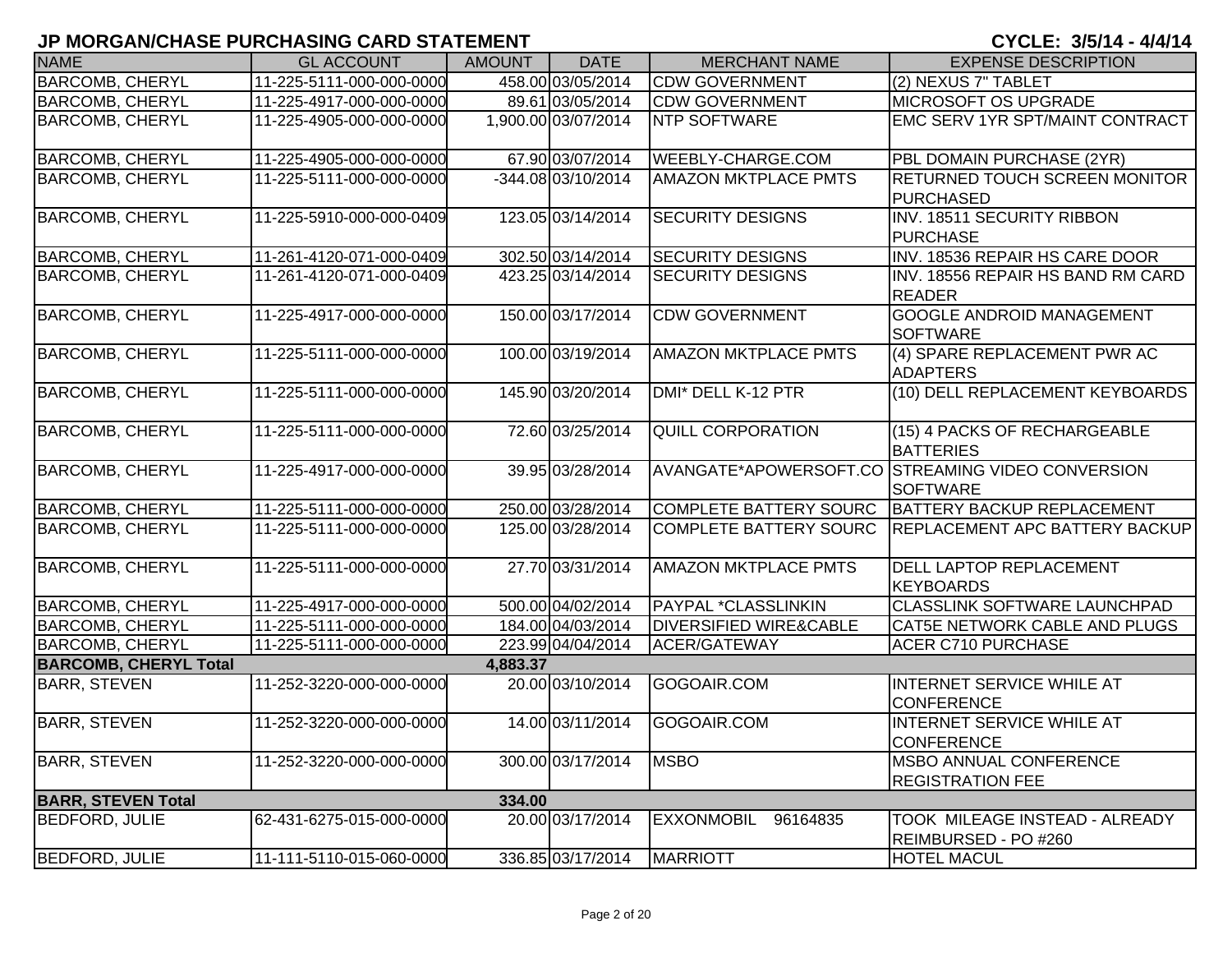## JP MORGAN/CHASE PURCHASING CARD STATEMENT

**CYCLE: 3/5/14 - 4/4/14**

| NAME | GL ACCOUNT | AMOUNT | DATE | MERCHANT NAME | EXPENSE DESCRIPTION |
|---|---|---|---|---|---|
| BARCOMB, CHERYL | 11-225-5111-000-000-0000 | 458.00 | 03/05/2014 | CDW GOVERNMENT | (2) NEXUS 7" TABLET |
| BARCOMB, CHERYL | 11-225-4917-000-000-0000 | 89.61 | 03/05/2014 | CDW GOVERNMENT | MICROSOFT OS UPGRADE |
| BARCOMB, CHERYL | 11-225-4905-000-000-0000 | 1,900.00 | 03/07/2014 | NTP SOFTWARE | EMC SERV 1YR SPT/MAINT CONTRACT |
| BARCOMB, CHERYL | 11-225-4905-000-000-0000 | 67.90 | 03/07/2014 | WEEBLY-CHARGE.COM | PBL DOMAIN PURCHASE (2YR) |
| BARCOMB, CHERYL | 11-225-5111-000-000-0000 | -344.08 | 03/10/2014 | AMAZON MKTPLACE PMTS | RETURNED TOUCH SCREEN MONITOR PURCHASED |
| BARCOMB, CHERYL | 11-225-5910-000-000-0409 | 123.05 | 03/14/2014 | SECURITY DESIGNS | INV. 18511 SECURITY RIBBON PURCHASE |
| BARCOMB, CHERYL | 11-261-4120-071-000-0409 | 302.50 | 03/14/2014 | SECURITY DESIGNS | INV. 18536 REPAIR HS CARE DOOR |
| BARCOMB, CHERYL | 11-261-4120-071-000-0409 | 423.25 | 03/14/2014 | SECURITY DESIGNS | INV. 18556 REPAIR HS BAND RM CARD READER |
| BARCOMB, CHERYL | 11-225-4917-000-000-0000 | 150.00 | 03/17/2014 | CDW GOVERNMENT | GOOGLE ANDROID MANAGEMENT SOFTWARE |
| BARCOMB, CHERYL | 11-225-5111-000-000-0000 | 100.00 | 03/19/2014 | AMAZON MKTPLACE PMTS | (4) SPARE REPLACEMENT PWR AC ADAPTERS |
| BARCOMB, CHERYL | 11-225-5111-000-000-0000 | 145.90 | 03/20/2014 | DMI* DELL K-12 PTR | (10) DELL REPLACEMENT KEYBOARDS |
| BARCOMB, CHERYL | 11-225-5111-000-000-0000 | 72.60 | 03/25/2014 | QUILL CORPORATION | (15) 4 PACKS OF RECHARGEABLE BATTERIES |
| BARCOMB, CHERYL | 11-225-4917-000-000-0000 | 39.95 | 03/28/2014 | AVANGATE*APOWERSOFT.CO | STREAMING VIDEO CONVERSION SOFTWARE |
| BARCOMB, CHERYL | 11-225-5111-000-000-0000 | 250.00 | 03/28/2014 | COMPLETE BATTERY SOURC | BATTERY BACKUP REPLACEMENT |
| BARCOMB, CHERYL | 11-225-5111-000-000-0000 | 125.00 | 03/28/2014 | COMPLETE BATTERY SOURC | REPLACEMENT APC BATTERY BACKUP |
| BARCOMB, CHERYL | 11-225-5111-000-000-0000 | 27.70 | 03/31/2014 | AMAZON MKTPLACE PMTS | DELL LAPTOP REPLACEMENT KEYBOARDS |
| BARCOMB, CHERYL | 11-225-4917-000-000-0000 | 500.00 | 04/02/2014 | PAYPAL *CLASSLINKIN | CLASSLINK SOFTWARE LAUNCHPAD |
| BARCOMB, CHERYL | 11-225-5111-000-000-0000 | 184.00 | 04/03/2014 | DIVERSIFIED WIRE&CABLE | CAT5E NETWORK CABLE AND PLUGS |
| BARCOMB, CHERYL | 11-225-5111-000-000-0000 | 223.99 | 04/04/2014 | ACER/GATEWAY | ACER C710 PURCHASE |
| **BARCOMB, CHERYL Total** | | **4,883.37** | | | |
| BARR, STEVEN | 11-252-3220-000-000-0000 | 20.00 | 03/10/2014 | GOGOAIR.COM | INTERNET SERVICE WHILE AT CONFERENCE |
| BARR, STEVEN | 11-252-3220-000-000-0000 | 14.00 | 03/11/2014 | GOGOAIR.COM | INTERNET SERVICE WHILE AT CONFERENCE |
| BARR, STEVEN | 11-252-3220-000-000-0000 | 300.00 | 03/17/2014 | MSBO | MSBO ANNUAL CONFERENCE REGISTRATION FEE |
| **BARR, STEVEN Total** | | **334.00** | | | |
| BEDFORD, JULIE | 62-431-6275-015-000-0000 | 20.00 | 03/17/2014 | EXXONMOBIL 96164835 | TOOK MILEAGE INSTEAD - ALREADY REIMBURSED - PO #260 |
| BEDFORD, JULIE | 11-111-5110-015-060-0000 | 336.85 | 03/17/2014 | MARRIOTT | HOTEL MACUL |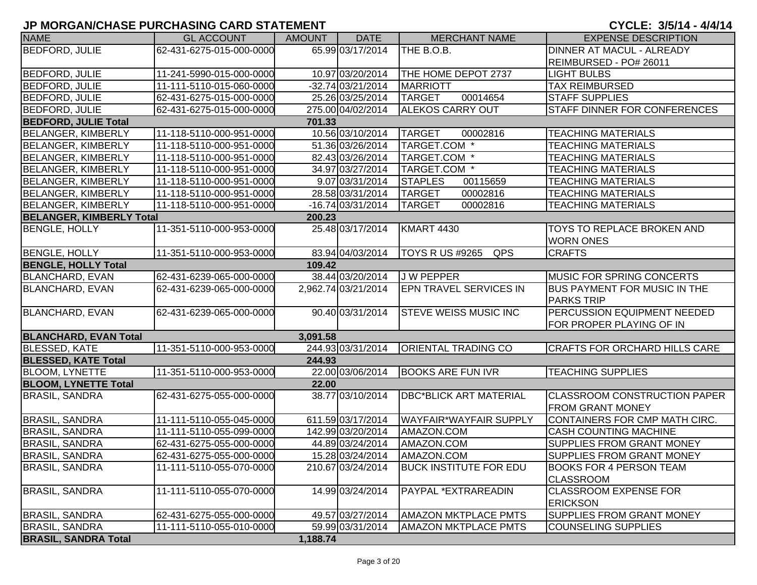## JP MORGAN/CHASE PURCHASING CARD STATEMENT

**CYCLE: 3/5/14 - 4/4/14**

| NAME | GL ACCOUNT | AMOUNT | DATE | MERCHANT NAME | EXPENSE DESCRIPTION |
|---|---|---|---|---|---|
| BEDFORD, JULIE | 62-431-6275-015-000-0000 | 65.99 | 03/17/2014 | THE B.O.B. | DINNER AT MACUL - ALREADY REIMBURSED - PO# 26011 |
| BEDFORD, JULIE | 11-241-5990-015-000-0000 | 10.97 | 03/20/2014 | THE HOME DEPOT 2737 | LIGHT BULBS |
| BEDFORD, JULIE | 11-111-5110-015-060-0000 | -32.74 | 03/21/2014 | MARRIOTT | TAX REIMBURSED |
| BEDFORD, JULIE | 62-431-6275-015-000-0000 | 25.26 | 03/25/2014 | TARGET 00014654 | STAFF SUPPLIES |
| BEDFORD, JULIE | 62-431-6275-015-000-0000 | 275.00 | 04/02/2014 | ALEKOS CARRY OUT | STAFF DINNER FOR CONFERENCES |
| **BEDFORD, JULIE Total** | | **701.33** | | | |
| BELANGER, KIMBERLY | 11-118-5110-000-951-0000 | 10.56 | 03/10/2014 | TARGET 00002816 | TEACHING MATERIALS |
| BELANGER, KIMBERLY | 11-118-5110-000-951-0000 | 51.36 | 03/26/2014 | TARGET.COM * | TEACHING MATERIALS |
| BELANGER, KIMBERLY | 11-118-5110-000-951-0000 | 82.43 | 03/26/2014 | TARGET.COM * | TEACHING MATERIALS |
| BELANGER, KIMBERLY | 11-118-5110-000-951-0000 | 34.97 | 03/27/2014 | TARGET.COM * | TEACHING MATERIALS |
| BELANGER, KIMBERLY | 11-118-5110-000-951-0000 | 9.07 | 03/31/2014 | STAPLES 00115659 | TEACHING MATERIALS |
| BELANGER, KIMBERLY | 11-118-5110-000-951-0000 | 28.58 | 03/31/2014 | TARGET 00002816 | TEACHING MATERIALS |
| BELANGER, KIMBERLY | 11-118-5110-000-951-0000 | -16.74 | 03/31/2014 | TARGET 00002816 | TEACHING MATERIALS |
| **BELANGER, KIMBERLY Total** | | **200.23** | | | |
| BENGLE, HOLLY | 11-351-5110-000-953-0000 | 25.48 | 03/17/2014 | KMART 4430 | TOYS TO REPLACE BROKEN AND WORN ONES |
| BENGLE, HOLLY | 11-351-5110-000-953-0000 | 83.94 | 04/03/2014 | TOYS R US #9265 QPS | CRAFTS |
| **BENGLE, HOLLY Total** | | **109.42** | | | |
| BLANCHARD, EVAN | 62-431-6239-065-000-0000 | 38.44 | 03/20/2014 | J W PEPPER | MUSIC FOR SPRING CONCERTS |
| BLANCHARD, EVAN | 62-431-6239-065-000-0000 | 2,962.74 | 03/21/2014 | EPN TRAVEL SERVICES IN | BUS PAYMENT FOR MUSIC IN THE PARKS TRIP |
| BLANCHARD, EVAN | 62-431-6239-065-000-0000 | 90.40 | 03/31/2014 | STEVE WEISS MUSIC INC | PERCUSSION EQUIPMENT NEEDED FOR PROPER PLAYING OF IN |
| **BLANCHARD, EVAN Total** | | **3,091.58** | | | |
| BLESSED, KATE | 11-351-5110-000-953-0000 | 244.93 | 03/31/2014 | ORIENTAL TRADING CO | CRAFTS FOR ORCHARD HILLS CARE |
| **BLESSED, KATE Total** | | **244.93** | | | |
| BLOOM, LYNETTE | 11-351-5110-000-953-0000 | 22.00 | 03/06/2014 | BOOKS ARE FUN IVR | TEACHING SUPPLIES |
| **BLOOM, LYNETTE Total** | | **22.00** | | | |
| BRASIL, SANDRA | 62-431-6275-055-000-0000 | 38.77 | 03/10/2014 | DBC*BLICK ART MATERIAL | CLASSROOM CONSTRUCTION PAPER FROM GRANT MONEY |
| BRASIL, SANDRA | 11-111-5110-055-045-0000 | 611.59 | 03/17/2014 | WAYFAIR*WAYFAIR SUPPLY | CONTAINERS FOR CMP MATH CIRC. |
| BRASIL, SANDRA | 11-111-5110-055-099-0000 | 142.99 | 03/20/2014 | AMAZON.COM | CASH COUNTING MACHINE |
| BRASIL, SANDRA | 62-431-6275-055-000-0000 | 44.89 | 03/24/2014 | AMAZON.COM | SUPPLIES FROM GRANT MONEY |
| BRASIL, SANDRA | 62-431-6275-055-000-0000 | 15.28 | 03/24/2014 | AMAZON.COM | SUPPLIES FROM GRANT MONEY |
| BRASIL, SANDRA | 11-111-5110-055-070-0000 | 210.67 | 03/24/2014 | BUCK INSTITUTE FOR EDU | BOOKS FOR 4 PERSON TEAM CLASSROOM |
| BRASIL, SANDRA | 11-111-5110-055-070-0000 | 14.99 | 03/24/2014 | PAYPAL *EXTRAREADIN | CLASSROOM EXPENSE FOR ERICKSON |
| BRASIL, SANDRA | 62-431-6275-055-000-0000 | 49.57 | 03/27/2014 | AMAZON MKTPLACE PMTS | SUPPLIES FROM GRANT MONEY |
| BRASIL, SANDRA | 11-111-5110-055-010-0000 | 59.99 | 03/31/2014 | AMAZON MKTPLACE PMTS | COUNSELING SUPPLIES |
| **BRASIL, SANDRA Total** | | **1,188.74** | | | |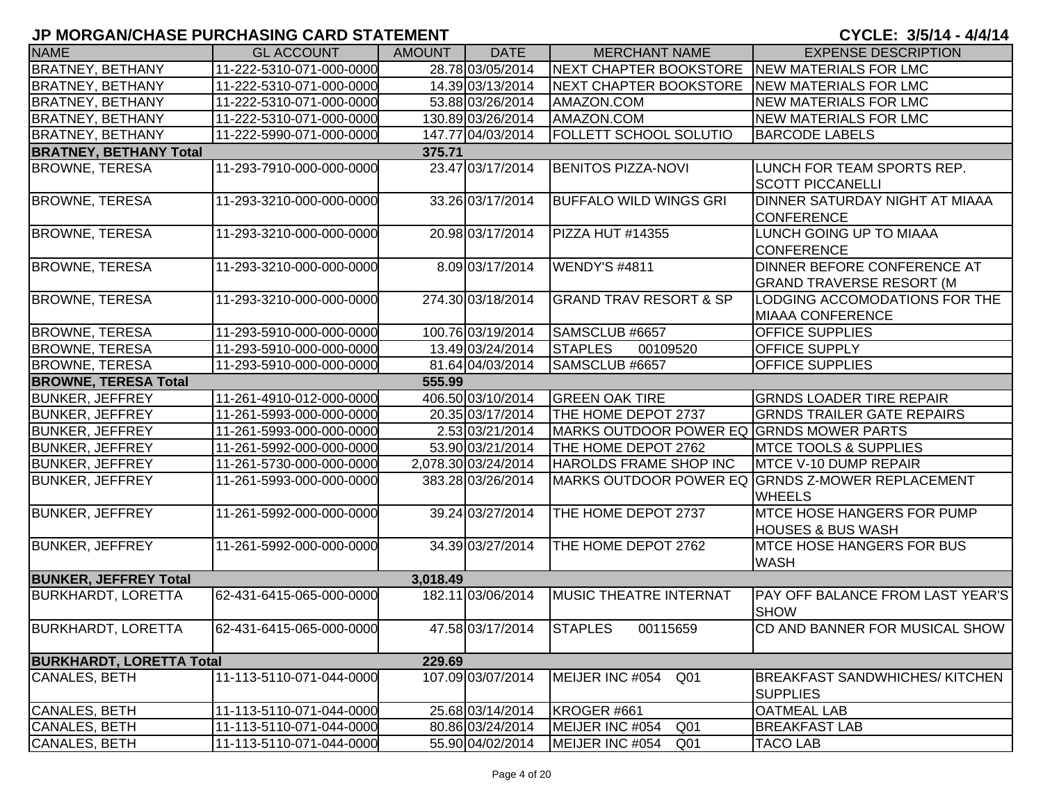# JP MORGAN/CHASE PURCHASING CARD STATEMENT

**CYCLE: 3/5/14 - 4/4/14**

| NAME | GL ACCOUNT | AMOUNT | DATE | MERCHANT NAME | EXPENSE DESCRIPTION |
|---|---|---|---|---|---|
| BRATNEY, BETHANY | 11-222-5310-071-000-0000 | 28.78 | 03/05/2014 | NEXT CHAPTER BOOKSTORE | NEW MATERIALS FOR LMC |
| BRATNEY, BETHANY | 11-222-5310-071-000-0000 | 14.39 | 03/13/2014 | NEXT CHAPTER BOOKSTORE | NEW MATERIALS FOR LMC |
| BRATNEY, BETHANY | 11-222-5310-071-000-0000 | 53.88 | 03/26/2014 | AMAZON.COM | NEW MATERIALS FOR LMC |
| BRATNEY, BETHANY | 11-222-5310-071-000-0000 | 130.89 | 03/26/2014 | AMAZON.COM | NEW MATERIALS FOR LMC |
| BRATNEY, BETHANY | 11-222-5990-071-000-0000 | 147.77 | 04/03/2014 | FOLLETT SCHOOL SOLUTIO | BARCODE LABELS |
| **BRATNEY, BETHANY Total** | | **375.71** | | | |
| BROWNE, TERESA | 11-293-7910-000-000-0000 | 23.47 | 03/17/2014 | BENITOS PIZZA-NOVI | LUNCH FOR TEAM SPORTS REP. SCOTT PICCANELLI |
| BROWNE, TERESA | 11-293-3210-000-000-0000 | 33.26 | 03/17/2014 | BUFFALO WILD WINGS GRI | DINNER SATURDAY NIGHT AT MIAAA CONFERENCE |
| BROWNE, TERESA | 11-293-3210-000-000-0000 | 20.98 | 03/17/2014 | PIZZA HUT #14355 | LUNCH GOING UP TO MIAAA CONFERENCE |
| BROWNE, TERESA | 11-293-3210-000-000-0000 | 8.09 | 03/17/2014 | WENDY'S #4811 | DINNER BEFORE CONFERENCE AT GRAND TRAVERSE RESORT (M |
| BROWNE, TERESA | 11-293-3210-000-000-0000 | 274.30 | 03/18/2014 | GRAND TRAV RESORT & SP | LODGING ACCOMODATIONS FOR THE MIAAA CONFERENCE |
| BROWNE, TERESA | 11-293-5910-000-000-0000 | 100.76 | 03/19/2014 | SAMSCLUB #6657 | OFFICE SUPPLIES |
| BROWNE, TERESA | 11-293-5910-000-000-0000 | 13.49 | 03/24/2014 | STAPLES 00109520 | OFFICE SUPPLY |
| BROWNE, TERESA | 11-293-5910-000-000-0000 | 81.64 | 04/03/2014 | SAMSCLUB #6657 | OFFICE SUPPLIES |
| **BROWNE, TERESA Total** | | **555.99** | | | |
| BUNKER, JEFFREY | 11-261-4910-012-000-0000 | 406.50 | 03/10/2014 | GREEN OAK TIRE | GRNDS LOADER TIRE REPAIR |
| BUNKER, JEFFREY | 11-261-5993-000-000-0000 | 20.35 | 03/17/2014 | THE HOME DEPOT 2737 | GRNDS TRAILER GATE REPAIRS |
| BUNKER, JEFFREY | 11-261-5993-000-000-0000 | 2.53 | 03/21/2014 | MARKS OUTDOOR POWER EQ | GRNDS MOWER PARTS |
| BUNKER, JEFFREY | 11-261-5992-000-000-0000 | 53.90 | 03/21/2014 | THE HOME DEPOT 2762 | MTCE TOOLS & SUPPLIES |
| BUNKER, JEFFREY | 11-261-5730-000-000-0000 | 2,078.30 | 03/24/2014 | HAROLDS FRAME SHOP INC | MTCE V-10 DUMP REPAIR |
| BUNKER, JEFFREY | 11-261-5993-000-000-0000 | 383.28 | 03/26/2014 | MARKS OUTDOOR POWER EQ | GRNDS Z-MOWER REPLACEMENT WHEELS |
| BUNKER, JEFFREY | 11-261-5992-000-000-0000 | 39.24 | 03/27/2014 | THE HOME DEPOT 2737 | MTCE HOSE HANGERS FOR PUMP HOUSES & BUS WASH |
| BUNKER, JEFFREY | 11-261-5992-000-000-0000 | 34.39 | 03/27/2014 | THE HOME DEPOT 2762 | MTCE HOSE HANGERS FOR BUS WASH |
| **BUNKER, JEFFREY Total** | | **3,018.49** | | | |
| BURKHARDT, LORETTA | 62-431-6415-065-000-0000 | 182.11 | 03/06/2014 | MUSIC THEATRE INTERNAT | PAY OFF BALANCE FROM LAST YEAR'S SHOW |
| BURKHARDT, LORETTA | 62-431-6415-065-000-0000 | 47.58 | 03/17/2014 | STAPLES 00115659 | CD AND BANNER FOR MUSICAL SHOW |
| **BURKHARDT, LORETTA Total** | | **229.69** | | | |
| CANALES, BETH | 11-113-5110-071-044-0000 | 107.09 | 03/07/2014 | MEIJER INC #054 Q01 | BREAKFAST SANDWHICHES/ KITCHEN SUPPLIES |
| CANALES, BETH | 11-113-5110-071-044-0000 | 25.68 | 03/14/2014 | KROGER #661 | OATMEAL LAB |
| CANALES, BETH | 11-113-5110-071-044-0000 | 80.86 | 03/24/2014 | MEIJER INC #054 Q01 | BREAKFAST LAB |
| CANALES, BETH | 11-113-5110-071-044-0000 | 55.90 | 04/02/2014 | MEIJER INC #054 Q01 | TACO LAB |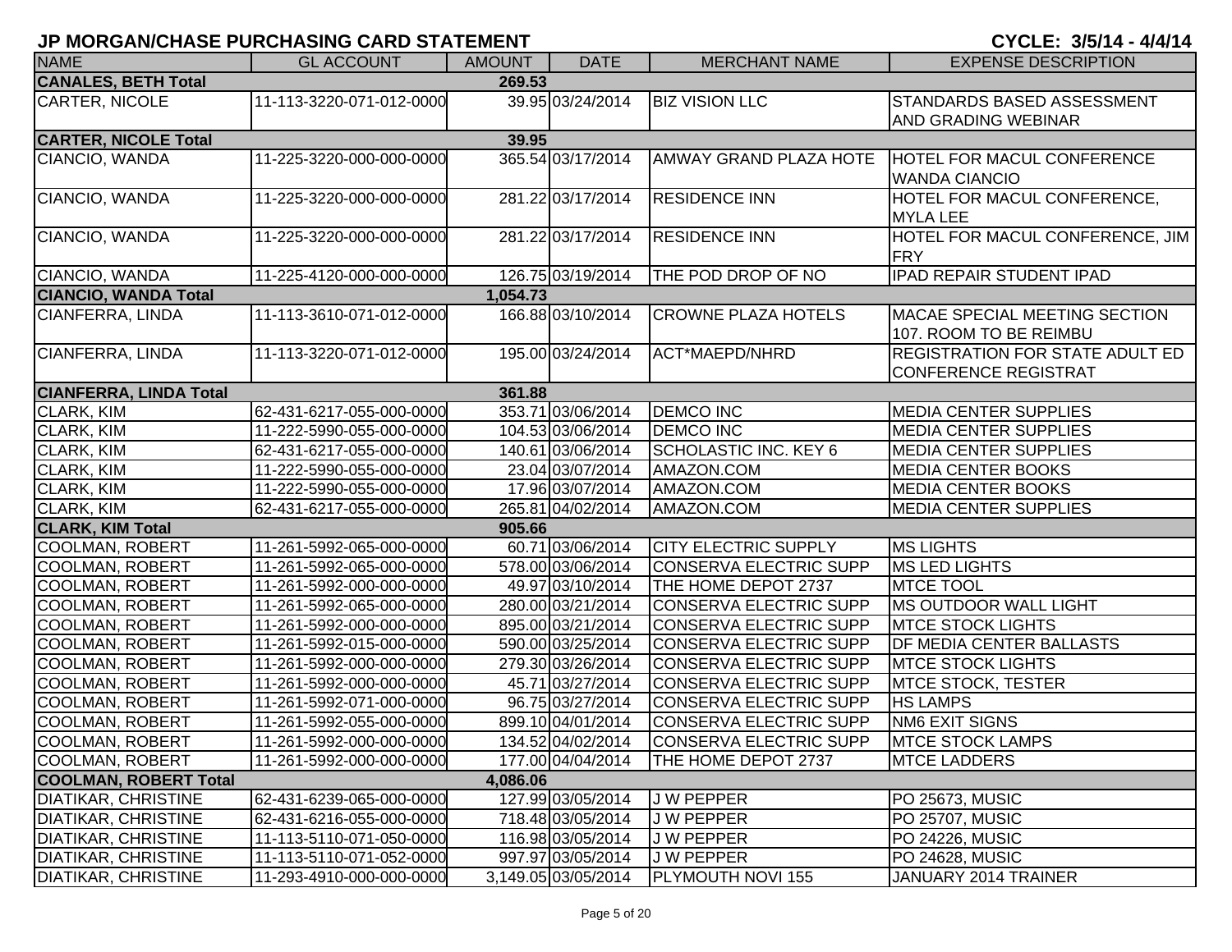## JP MORGAN/CHASE PURCHASING CARD STATEMENT

**CYCLE: 3/5/14 - 4/4/14**

| NAME | GL ACCOUNT | AMOUNT | DATE | MERCHANT NAME | EXPENSE DESCRIPTION |
|---|---|---|---|---|---|
| **CANALES, BETH Total** | | **269.53** | | | |
| CARTER, NICOLE | 11-113-3220-071-012-0000 | 39.95 | 03/24/2014 | BIZ VISION LLC | STANDARDS BASED ASSESSMENT AND GRADING WEBINAR |
| **CARTER, NICOLE Total** | | **39.95** | | | |
| CIANCIO, WANDA | 11-225-3220-000-000-0000 | 365.54 | 03/17/2014 | AMWAY GRAND PLAZA HOTE | HOTEL FOR MACUL CONFERENCE WANDA CIANCIO |
| CIANCIO, WANDA | 11-225-3220-000-000-0000 | 281.22 | 03/17/2014 | RESIDENCE INN | HOTEL FOR MACUL CONFERENCE, MYLA LEE |
| CIANCIO, WANDA | 11-225-3220-000-000-0000 | 281.22 | 03/17/2014 | RESIDENCE INN | HOTEL FOR MACUL CONFERENCE, JIM FRY |
| CIANCIO, WANDA | 11-225-4120-000-000-0000 | 126.75 | 03/19/2014 | THE POD DROP OF NO | IPAD REPAIR STUDENT IPAD |
| **CIANCIO, WANDA Total** | | **1,054.73** | | | |
| CIANFERRA, LINDA | 11-113-3610-071-012-0000 | 166.88 | 03/10/2014 | CROWNE PLAZA HOTELS | MACAE SPECIAL MEETING SECTION 107. ROOM TO BE REIMBU |
| CIANFERRA, LINDA | 11-113-3220-071-012-0000 | 195.00 | 03/24/2014 | ACT*MAEPD/NHRD | REGISTRATION FOR STATE ADULT ED CONFERENCE REGISTRAT |
| **CIANFERRA, LINDA Total** | | **361.88** | | | |
| CLARK, KIM | 62-431-6217-055-000-0000 | 353.71 | 03/06/2014 | DEMCO INC | MEDIA CENTER SUPPLIES |
| CLARK, KIM | 11-222-5990-055-000-0000 | 104.53 | 03/06/2014 | DEMCO INC | MEDIA CENTER SUPPLIES |
| CLARK, KIM | 62-431-6217-055-000-0000 | 140.61 | 03/06/2014 | SCHOLASTIC INC. KEY 6 | MEDIA CENTER SUPPLIES |
| CLARK, KIM | 11-222-5990-055-000-0000 | 23.04 | 03/07/2014 | AMAZON.COM | MEDIA CENTER BOOKS |
| CLARK, KIM | 11-222-5990-055-000-0000 | 17.96 | 03/07/2014 | AMAZON.COM | MEDIA CENTER BOOKS |
| CLARK, KIM | 62-431-6217-055-000-0000 | 265.81 | 04/02/2014 | AMAZON.COM | MEDIA CENTER SUPPLIES |
| **CLARK, KIM Total** | | **905.66** | | | |
| COOLMAN, ROBERT | 11-261-5992-065-000-0000 | 60.71 | 03/06/2014 | CITY ELECTRIC SUPPLY | MS LIGHTS |
| COOLMAN, ROBERT | 11-261-5992-065-000-0000 | 578.00 | 03/06/2014 | CONSERVA ELECTRIC SUPP | MS LED LIGHTS |
| COOLMAN, ROBERT | 11-261-5992-000-000-0000 | 49.97 | 03/10/2014 | THE HOME DEPOT 2737 | MTCE TOOL |
| COOLMAN, ROBERT | 11-261-5992-065-000-0000 | 280.00 | 03/21/2014 | CONSERVA ELECTRIC SUPP | MS OUTDOOR WALL LIGHT |
| COOLMAN, ROBERT | 11-261-5992-000-000-0000 | 895.00 | 03/21/2014 | CONSERVA ELECTRIC SUPP | MTCE STOCK LIGHTS |
| COOLMAN, ROBERT | 11-261-5992-015-000-0000 | 590.00 | 03/25/2014 | CONSERVA ELECTRIC SUPP | DF MEDIA CENTER BALLASTS |
| COOLMAN, ROBERT | 11-261-5992-000-000-0000 | 279.30 | 03/26/2014 | CONSERVA ELECTRIC SUPP | MTCE STOCK LIGHTS |
| COOLMAN, ROBERT | 11-261-5992-000-000-0000 | 45.71 | 03/27/2014 | CONSERVA ELECTRIC SUPP | MTCE STOCK, TESTER |
| COOLMAN, ROBERT | 11-261-5992-071-000-0000 | 96.75 | 03/27/2014 | CONSERVA ELECTRIC SUPP | HS LAMPS |
| COOLMAN, ROBERT | 11-261-5992-055-000-0000 | 899.10 | 04/01/2014 | CONSERVA ELECTRIC SUPP | NM6 EXIT SIGNS |
| COOLMAN, ROBERT | 11-261-5992-000-000-0000 | 134.52 | 04/02/2014 | CONSERVA ELECTRIC SUPP | MTCE STOCK LAMPS |
| COOLMAN, ROBERT | 11-261-5992-000-000-0000 | 177.00 | 04/04/2014 | THE HOME DEPOT 2737 | MTCE LADDERS |
| **COOLMAN, ROBERT Total** | | **4,086.06** | | | |
| DIATIKAR, CHRISTINE | 62-431-6239-065-000-0000 | 127.99 | 03/05/2014 | J W PEPPER | PO 25673, MUSIC |
| DIATIKAR, CHRISTINE | 62-431-6216-055-000-0000 | 718.48 | 03/05/2014 | J W PEPPER | PO 25707, MUSIC |
| DIATIKAR, CHRISTINE | 11-113-5110-071-050-0000 | 116.98 | 03/05/2014 | J W PEPPER | PO 24226, MUSIC |
| DIATIKAR, CHRISTINE | 11-113-5110-071-052-0000 | 997.97 | 03/05/2014 | J W PEPPER | PO 24628, MUSIC |
| DIATIKAR, CHRISTINE | 11-293-4910-000-000-0000 | 3,149.05 | 03/05/2014 | PLYMOUTH NOVI 155 | JANUARY 2014 TRAINER |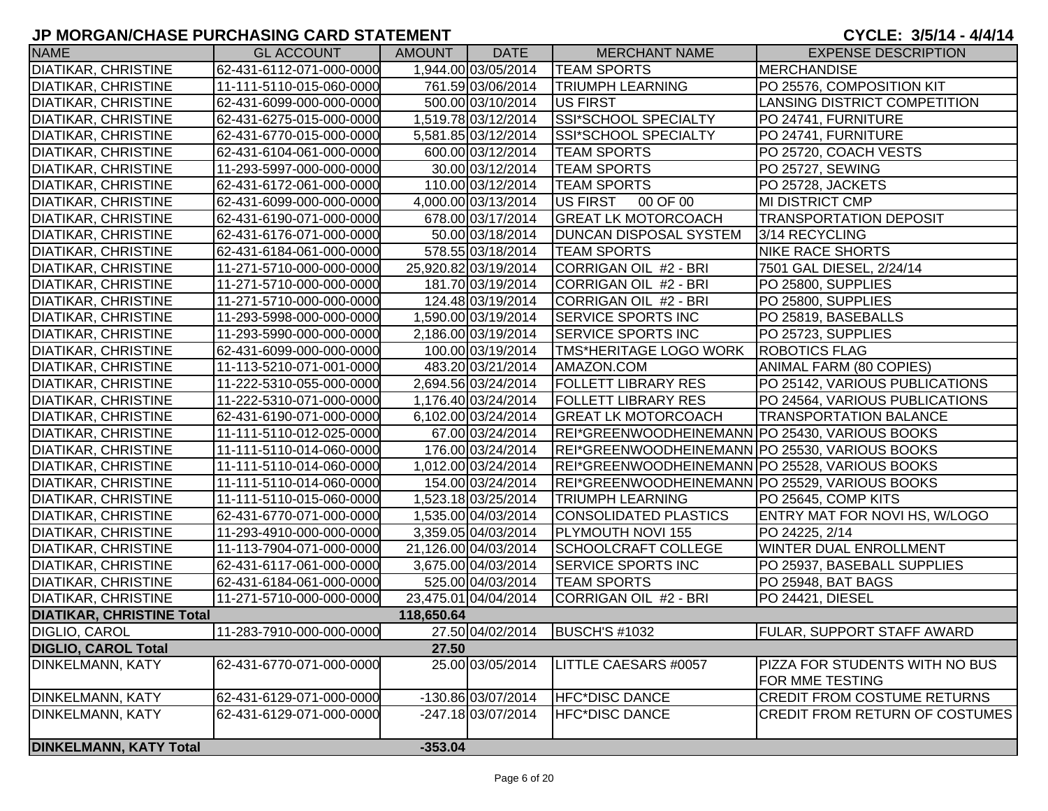# JP MORGAN/CHASE PURCHASING CARD STATEMENT

**CYCLE: 3/5/14 - 4/4/14**

| NAME | GL ACCOUNT | AMOUNT | DATE | MERCHANT NAME | EXPENSE DESCRIPTION |
|---|---|---|---|---|---|
| DIATIKAR, CHRISTINE | 62-431-6112-071-000-0000 | 1,944.00 | 03/05/2014 | TEAM SPORTS | MERCHANDISE |
| DIATIKAR, CHRISTINE | 11-111-5110-015-060-0000 | 761.59 | 03/06/2014 | TRIUMPH LEARNING | PO 25576, COMPOSITION KIT |
| DIATIKAR, CHRISTINE | 62-431-6099-000-000-0000 | 500.00 | 03/10/2014 | US FIRST | LANSING DISTRICT COMPETITION |
| DIATIKAR, CHRISTINE | 62-431-6275-015-000-0000 | 1,519.78 | 03/12/2014 | SSI*SCHOOL SPECIALTY | PO 24741, FURNITURE |
| DIATIKAR, CHRISTINE | 62-431-6770-015-000-0000 | 5,581.85 | 03/12/2014 | SSI*SCHOOL SPECIALTY | PO 24741, FURNITURE |
| DIATIKAR, CHRISTINE | 62-431-6104-061-000-0000 | 600.00 | 03/12/2014 | TEAM SPORTS | PO 25720, COACH VESTS |
| DIATIKAR, CHRISTINE | 11-293-5997-000-000-0000 | 30.00 | 03/12/2014 | TEAM SPORTS | PO 25727, SEWING |
| DIATIKAR, CHRISTINE | 62-431-6172-061-000-0000 | 110.00 | 03/12/2014 | TEAM SPORTS | PO 25728, JACKETS |
| DIATIKAR, CHRISTINE | 62-431-6099-000-000-0000 | 4,000.00 | 03/13/2014 | US FIRST 00 OF 00 | MI DISTRICT CMP |
| DIATIKAR, CHRISTINE | 62-431-6190-071-000-0000 | 678.00 | 03/17/2014 | GREAT LK MOTORCOACH | TRANSPORTATION DEPOSIT |
| DIATIKAR, CHRISTINE | 62-431-6176-071-000-0000 | 50.00 | 03/18/2014 | DUNCAN DISPOSAL SYSTEM | 3/14 RECYCLING |
| DIATIKAR, CHRISTINE | 62-431-6184-061-000-0000 | 578.55 | 03/18/2014 | TEAM SPORTS | NIKE RACE SHORTS |
| DIATIKAR, CHRISTINE | 11-271-5710-000-000-0000 | 25,920.82 | 03/19/2014 | CORRIGAN OIL #2 - BRI | 7501 GAL DIESEL, 2/24/14 |
| DIATIKAR, CHRISTINE | 11-271-5710-000-000-0000 | 181.70 | 03/19/2014 | CORRIGAN OIL #2 - BRI | PO 25800, SUPPLIES |
| DIATIKAR, CHRISTINE | 11-271-5710-000-000-0000 | 124.48 | 03/19/2014 | CORRIGAN OIL #2 - BRI | PO 25800, SUPPLIES |
| DIATIKAR, CHRISTINE | 11-293-5998-000-000-0000 | 1,590.00 | 03/19/2014 | SERVICE SPORTS INC | PO 25819, BASEBALLS |
| DIATIKAR, CHRISTINE | 11-293-5990-000-000-0000 | 2,186.00 | 03/19/2014 | SERVICE SPORTS INC | PO 25723, SUPPLIES |
| DIATIKAR, CHRISTINE | 62-431-6099-000-000-0000 | 100.00 | 03/19/2014 | TMS*HERITAGE LOGO WORK | ROBOTICS FLAG |
| DIATIKAR, CHRISTINE | 11-113-5210-071-001-0000 | 483.20 | 03/21/2014 | AMAZON.COM | ANIMAL FARM (80 COPIES) |
| DIATIKAR, CHRISTINE | 11-222-5310-055-000-0000 | 2,694.56 | 03/24/2014 | FOLLETT LIBRARY RES | PO 25142, VARIOUS PUBLICATIONS |
| DIATIKAR, CHRISTINE | 11-222-5310-071-000-0000 | 1,176.40 | 03/24/2014 | FOLLETT LIBRARY RES | PO 24564, VARIOUS PUBLICATIONS |
| DIATIKAR, CHRISTINE | 62-431-6190-071-000-0000 | 6,102.00 | 03/24/2014 | GREAT LK MOTORCOACH | TRANSPORTATION BALANCE |
| DIATIKAR, CHRISTINE | 11-111-5110-012-025-0000 | 67.00 | 03/24/2014 | REI*GREENWOODHEINEMANN | PO 25430, VARIOUS BOOKS |
| DIATIKAR, CHRISTINE | 11-111-5110-014-060-0000 | 176.00 | 03/24/2014 | REI*GREENWOODHEINEMANN | PO 25530, VARIOUS BOOKS |
| DIATIKAR, CHRISTINE | 11-111-5110-014-060-0000 | 1,012.00 | 03/24/2014 | REI*GREENWOODHEINEMANN | PO 25528, VARIOUS BOOKS |
| DIATIKAR, CHRISTINE | 11-111-5110-014-060-0000 | 154.00 | 03/24/2014 | REI*GREENWOODHEINEMANN | PO 25529, VARIOUS BOOKS |
| DIATIKAR, CHRISTINE | 11-111-5110-015-060-0000 | 1,523.18 | 03/25/2014 | TRIUMPH LEARNING | PO 25645, COMP KITS |
| DIATIKAR, CHRISTINE | 62-431-6770-071-000-0000 | 1,535.00 | 04/03/2014 | CONSOLIDATED PLASTICS | ENTRY MAT FOR NOVI HS, W/LOGO |
| DIATIKAR, CHRISTINE | 11-293-4910-000-000-0000 | 3,359.05 | 04/03/2014 | PLYMOUTH NOVI 155 | PO 24225, 2/14 |
| DIATIKAR, CHRISTINE | 11-113-7904-071-000-0000 | 21,126.00 | 04/03/2014 | SCHOOLCRAFT COLLEGE | WINTER DUAL ENROLLMENT |
| DIATIKAR, CHRISTINE | 62-431-6117-061-000-0000 | 3,675.00 | 04/03/2014 | SERVICE SPORTS INC | PO 25937, BASEBALL SUPPLIES |
| DIATIKAR, CHRISTINE | 62-431-6184-061-000-0000 | 525.00 | 04/03/2014 | TEAM SPORTS | PO 25948, BAT BAGS |
| DIATIKAR, CHRISTINE | 11-271-5710-000-000-0000 | 23,475.01 | 04/04/2014 | CORRIGAN OIL #2 - BRI | PO 24421, DIESEL |
| **DIATIKAR, CHRISTINE Total** | | **118,650.64** | | | |
| DIGLIO, CAROL | 11-283-7910-000-000-0000 | 27.50 | 04/02/2014 | BUSCH'S #1032 | FULAR, SUPPORT STAFF AWARD |
| **DIGLIO, CAROL Total** | | **27.50** | | | |
| DINKELMANN, KATY | 62-431-6770-071-000-0000 | 25.00 | 03/05/2014 | LITTLE CAESARS #0057 | PIZZA FOR STUDENTS WITH NO BUS FOR MME TESTING |
| DINKELMANN, KATY | 62-431-6129-071-000-0000 | -130.86 | 03/07/2014 | HFC*DISC DANCE | CREDIT FROM COSTUME RETURNS |
| DINKELMANN, KATY | 62-431-6129-071-000-0000 | -247.18 | 03/07/2014 | HFC*DISC DANCE | CREDIT FROM RETURN OF COSTUMES |
| **DINKELMANN, KATY Total** | | **-353.04** | | | |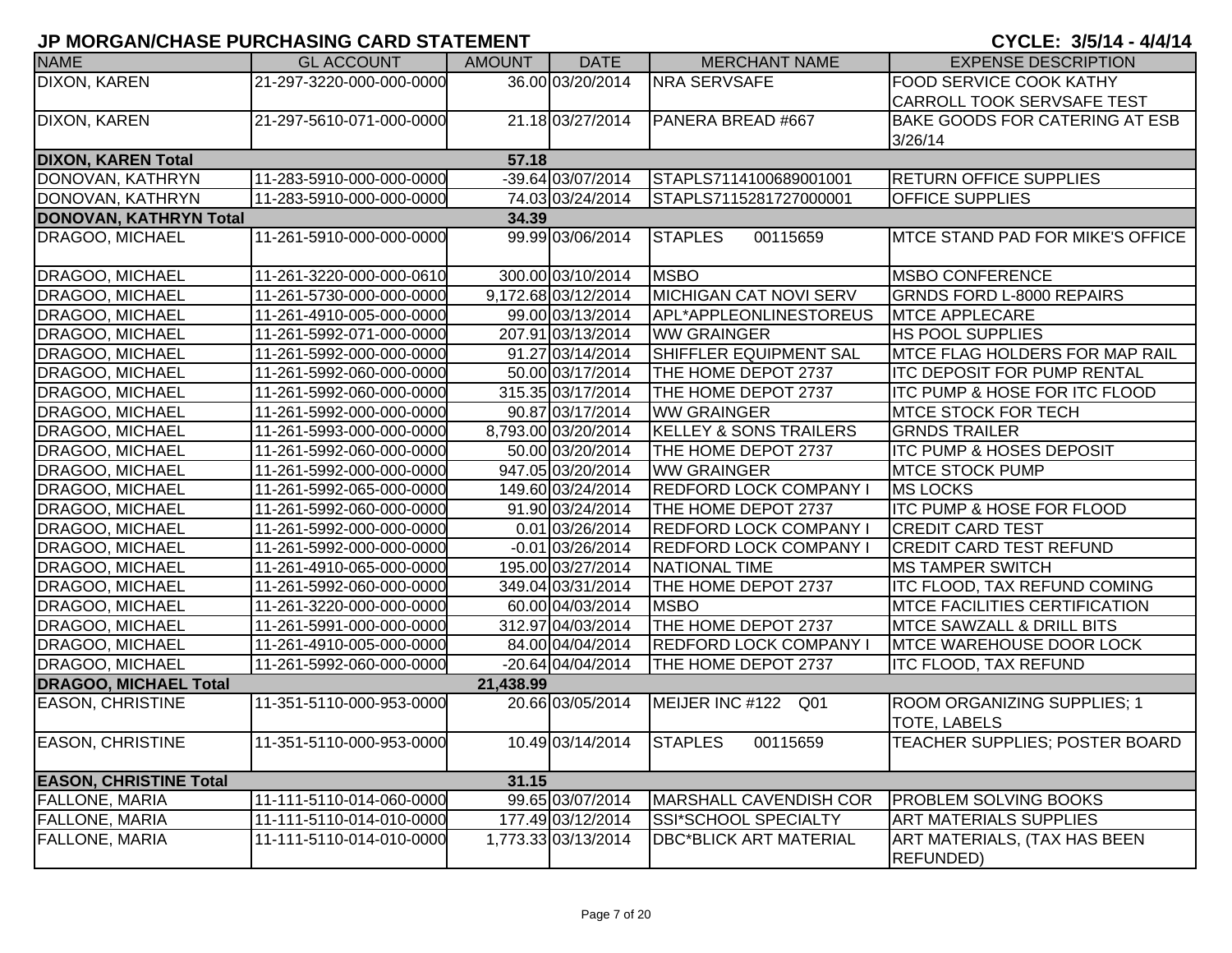## JP MORGAN/CHASE PURCHASING CARD STATEMENT

**CYCLE: 3/5/14 - 4/4/14**

| NAME | GL ACCOUNT | AMOUNT | DATE | MERCHANT NAME | EXPENSE DESCRIPTION |
|---|---|---|---|---|---|
| DIXON, KAREN | 21-297-3220-000-000-0000 | 36.00 | 03/20/2014 | NRA SERVSAFE | FOOD SERVICE COOK KATHY CARROLL TOOK SERVSAFE TEST |
| DIXON, KAREN | 21-297-5610-071-000-0000 | 21.18 | 03/27/2014 | PANERA BREAD #667 | BAKE GOODS FOR CATERING AT ESB 3/26/14 |
| **DIXON, KAREN Total** | | **57.18** | | | |
| DONOVAN, KATHRYN | 11-283-5910-000-000-0000 | -39.64 | 03/07/2014 | STAPLS7114100689001001 | RETURN OFFICE SUPPLIES |
| DONOVAN, KATHRYN | 11-283-5910-000-000-0000 | 74.03 | 03/24/2014 | STAPLS7115281727000001 | OFFICE SUPPLIES |
| **DONOVAN, KATHRYN Total** | | **34.39** | | | |
| DRAGOO, MICHAEL | 11-261-5910-000-000-0000 | 99.99 | 03/06/2014 | STAPLES 00115659 | MTCE STAND PAD FOR MIKE'S OFFICE |
| DRAGOO, MICHAEL | 11-261-3220-000-000-0610 | 300.00 | 03/10/2014 | MSBO | MSBO CONFERENCE |
| DRAGOO, MICHAEL | 11-261-5730-000-000-0000 | 9,172.68 | 03/12/2014 | MICHIGAN CAT NOVI SERV | GRNDS FORD L-8000 REPAIRS |
| DRAGOO, MICHAEL | 11-261-4910-005-000-0000 | 99.00 | 03/13/2014 | APL*APPLEONLINESTOREUS | MTCE APPLECARE |
| DRAGOO, MICHAEL | 11-261-5992-071-000-0000 | 207.91 | 03/13/2014 | WW GRAINGER | HS POOL SUPPLIES |
| DRAGOO, MICHAEL | 11-261-5992-000-000-0000 | 91.27 | 03/14/2014 | SHIFFLER EQUIPMENT SAL | MTCE FLAG HOLDERS FOR MAP RAIL |
| DRAGOO, MICHAEL | 11-261-5992-060-000-0000 | 50.00 | 03/17/2014 | THE HOME DEPOT 2737 | ITC DEPOSIT FOR PUMP RENTAL |
| DRAGOO, MICHAEL | 11-261-5992-060-000-0000 | 315.35 | 03/17/2014 | THE HOME DEPOT 2737 | ITC PUMP & HOSE FOR ITC FLOOD |
| DRAGOO, MICHAEL | 11-261-5992-000-000-0000 | 90.87 | 03/17/2014 | WW GRAINGER | MTCE STOCK FOR TECH |
| DRAGOO, MICHAEL | 11-261-5993-000-000-0000 | 8,793.00 | 03/20/2014 | KELLEY & SONS TRAILERS | GRNDS TRAILER |
| DRAGOO, MICHAEL | 11-261-5992-060-000-0000 | 50.00 | 03/20/2014 | THE HOME DEPOT 2737 | ITC PUMP & HOSES DEPOSIT |
| DRAGOO, MICHAEL | 11-261-5992-000-000-0000 | 947.05 | 03/20/2014 | WW GRAINGER | MTCE STOCK PUMP |
| DRAGOO, MICHAEL | 11-261-5992-065-000-0000 | 149.60 | 03/24/2014 | REDFORD LOCK COMPANY I | MS LOCKS |
| DRAGOO, MICHAEL | 11-261-5992-060-000-0000 | 91.90 | 03/24/2014 | THE HOME DEPOT 2737 | ITC PUMP & HOSE FOR FLOOD |
| DRAGOO, MICHAEL | 11-261-5992-000-000-0000 | 0.01 | 03/26/2014 | REDFORD LOCK COMPANY I | CREDIT CARD TEST |
| DRAGOO, MICHAEL | 11-261-5992-000-000-0000 | -0.01 | 03/26/2014 | REDFORD LOCK COMPANY I | CREDIT CARD TEST REFUND |
| DRAGOO, MICHAEL | 11-261-4910-065-000-0000 | 195.00 | 03/27/2014 | NATIONAL TIME | MS TAMPER SWITCH |
| DRAGOO, MICHAEL | 11-261-5992-060-000-0000 | 349.04 | 03/31/2014 | THE HOME DEPOT 2737 | ITC FLOOD, TAX REFUND COMING |
| DRAGOO, MICHAEL | 11-261-3220-000-000-0000 | 60.00 | 04/03/2014 | MSBO | MTCE FACILITIES CERTIFICATION |
| DRAGOO, MICHAEL | 11-261-5991-000-000-0000 | 312.97 | 04/03/2014 | THE HOME DEPOT 2737 | MTCE SAWZALL & DRILL BITS |
| DRAGOO, MICHAEL | 11-261-4910-005-000-0000 | 84.00 | 04/04/2014 | REDFORD LOCK COMPANY I | MTCE WAREHOUSE DOOR LOCK |
| DRAGOO, MICHAEL | 11-261-5992-060-000-0000 | -20.64 | 04/04/2014 | THE HOME DEPOT 2737 | ITC FLOOD, TAX REFUND |
| **DRAGOO, MICHAEL Total** | | **21,438.99** | | | |
| EASON, CHRISTINE | 11-351-5110-000-953-0000 | 20.66 | 03/05/2014 | MEIJER INC #122 Q01 | ROOM ORGANIZING SUPPLIES; 1 TOTE, LABELS |
| EASON, CHRISTINE | 11-351-5110-000-953-0000 | 10.49 | 03/14/2014 | STAPLES 00115659 | TEACHER SUPPLIES; POSTER BOARD |
| **EASON, CHRISTINE Total** | | **31.15** | | | |
| FALLONE, MARIA | 11-111-5110-014-060-0000 | 99.65 | 03/07/2014 | MARSHALL CAVENDISH COR | PROBLEM SOLVING BOOKS |
| FALLONE, MARIA | 11-111-5110-014-010-0000 | 177.49 | 03/12/2014 | SSI*SCHOOL SPECIALTY | ART MATERIALS SUPPLIES |
| FALLONE, MARIA | 11-111-5110-014-010-0000 | 1,773.33 | 03/13/2014 | DBC*BLICK ART MATERIAL | ART MATERIALS, (TAX HAS BEEN REFUNDED) |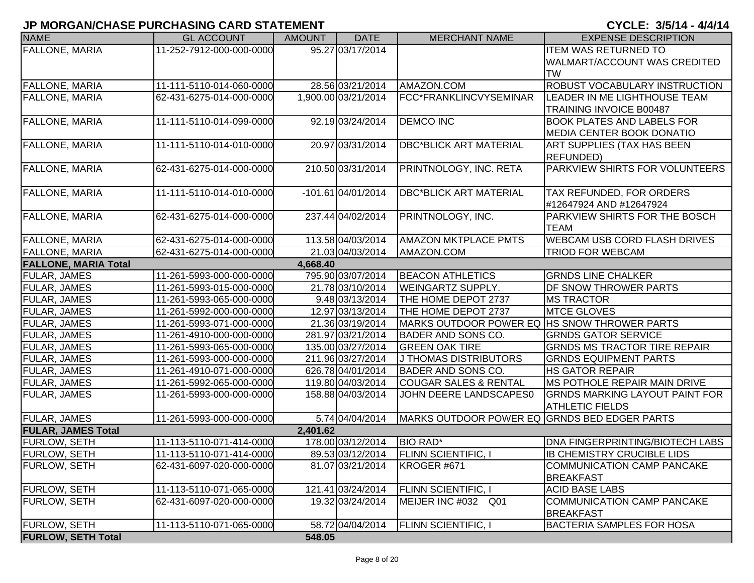# JP MORGAN/CHASE PURCHASING CARD STATEMENT

**CYCLE: 3/5/14 - 4/4/14**

| NAME | GL ACCOUNT | AMOUNT | DATE | MERCHANT NAME | EXPENSE DESCRIPTION |
|---|---|---|---|---|---|
| FALLONE, MARIA | 11-252-7912-000-000-0000 | 95.27 | 03/17/2014 | | ITEM WAS RETURNED TO WALMART/ACCOUNT WAS CREDITED TW |
| FALLONE, MARIA | 11-111-5110-014-060-0000 | 28.56 | 03/21/2014 | AMAZON.COM | ROBUST VOCABULARY INSTRUCTION |
| FALLONE, MARIA | 62-431-6275-014-000-0000 | 1,900.00 | 03/21/2014 | FCC*FRANKLINCVYSEMINAR | LEADER IN ME LIGHTHOUSE TEAM TRAINING INVOICE B00487 |
| FALLONE, MARIA | 11-111-5110-014-099-0000 | 92.19 | 03/24/2014 | DEMCO INC | BOOK PLATES AND LABELS FOR MEDIA CENTER BOOK DONATIO |
| FALLONE, MARIA | 11-111-5110-014-010-0000 | 20.97 | 03/31/2014 | DBC*BLICK ART MATERIAL | ART SUPPLIES (TAX HAS BEEN REFUNDED) |
| FALLONE, MARIA | 62-431-6275-014-000-0000 | 210.50 | 03/31/2014 | PRINTNOLOGY, INC. RETA | PARKVIEW SHIRTS FOR VOLUNTEERS |
| FALLONE, MARIA | 11-111-5110-014-010-0000 | -101.61 | 04/01/2014 | DBC*BLICK ART MATERIAL | TAX REFUNDED, FOR ORDERS #12647924 AND #12647924 |
| FALLONE, MARIA | 62-431-6275-014-000-0000 | 237.44 | 04/02/2014 | PRINTNOLOGY, INC. | PARKVIEW SHIRTS FOR THE BOSCH TEAM |
| FALLONE, MARIA | 62-431-6275-014-000-0000 | 113.58 | 04/03/2014 | AMAZON MKTPLACE PMTS | WEBCAM USB CORD FLASH DRIVES |
| FALLONE, MARIA | 62-431-6275-014-000-0000 | 21.03 | 04/03/2014 | AMAZON.COM | TRIOD FOR WEBCAM |
| **FALLONE, MARIA Total** | | **4,668.40** | | | |
| FULAR, JAMES | 11-261-5993-000-000-0000 | 795.90 | 03/07/2014 | BEACON ATHLETICS | GRNDS LINE CHALKER |
| FULAR, JAMES | 11-261-5993-015-000-0000 | 21.78 | 03/10/2014 | WEINGARTZ SUPPLY. | DF SNOW THROWER PARTS |
| FULAR, JAMES | 11-261-5993-065-000-0000 | 9.48 | 03/13/2014 | THE HOME DEPOT 2737 | MS TRACTOR |
| FULAR, JAMES | 11-261-5992-000-000-0000 | 12.97 | 03/13/2014 | THE HOME DEPOT 2737 | MTCE GLOVES |
| FULAR, JAMES | 11-261-5993-071-000-0000 | 21.36 | 03/19/2014 | MARKS OUTDOOR POWER EQ | HS SNOW THROWER PARTS |
| FULAR, JAMES | 11-261-4910-000-000-0000 | 281.97 | 03/21/2014 | BADER AND SONS CO. | GRNDS GATOR SERVICE |
| FULAR, JAMES | 11-261-5993-065-000-0000 | 135.00 | 03/27/2014 | GREEN OAK TIRE | GRNDS MS TRACTOR TIRE REPAIR |
| FULAR, JAMES | 11-261-5993-000-000-0000 | 211.96 | 03/27/2014 | J THOMAS DISTRIBUTORS | GRNDS EQUIPMENT PARTS |
| FULAR, JAMES | 11-261-4910-071-000-0000 | 626.78 | 04/01/2014 | BADER AND SONS CO. | HS GATOR REPAIR |
| FULAR, JAMES | 11-261-5992-065-000-0000 | 119.80 | 04/03/2014 | COUGAR SALES & RENTAL | MS POTHOLE REPAIR MAIN DRIVE |
| FULAR, JAMES | 11-261-5993-000-000-0000 | 158.88 | 04/03/2014 | JOHN DEERE LANDSCAPES0 | GRNDS MARKING LAYOUT PAINT FOR ATHLETIC FIELDS |
| FULAR, JAMES | 11-261-5993-000-000-0000 | 5.74 | 04/04/2014 | MARKS OUTDOOR POWER EQ | GRNDS BED EDGER PARTS |
| **FULAR, JAMES Total** | | **2,401.62** | | | |
| FURLOW, SETH | 11-113-5110-071-414-0000 | 178.00 | 03/12/2014 | BIO RAD* | DNA FINGERPRINTING/BIOTECH LABS |
| FURLOW, SETH | 11-113-5110-071-414-0000 | 89.53 | 03/12/2014 | FLINN SCIENTIFIC, I | IB CHEMISTRY CRUCIBLE LIDS |
| FURLOW, SETH | 62-431-6097-020-000-0000 | 81.07 | 03/21/2014 | KROGER #671 | COMMUNICATION CAMP PANCAKE BREAKFAST |
| FURLOW, SETH | 11-113-5110-071-065-0000 | 121.41 | 03/24/2014 | FLINN SCIENTIFIC, I | ACID BASE LABS |
| FURLOW, SETH | 62-431-6097-020-000-0000 | 19.32 | 03/24/2014 | MEIJER INC #032 Q01 | COMMUNICATION CAMP PANCAKE BREAKFAST |
| FURLOW, SETH | 11-113-5110-071-065-0000 | 58.72 | 04/04/2014 | FLINN SCIENTIFIC, I | BACTERIA SAMPLES FOR HOSA |
| **FURLOW, SETH Total** | | **548.05** | | | |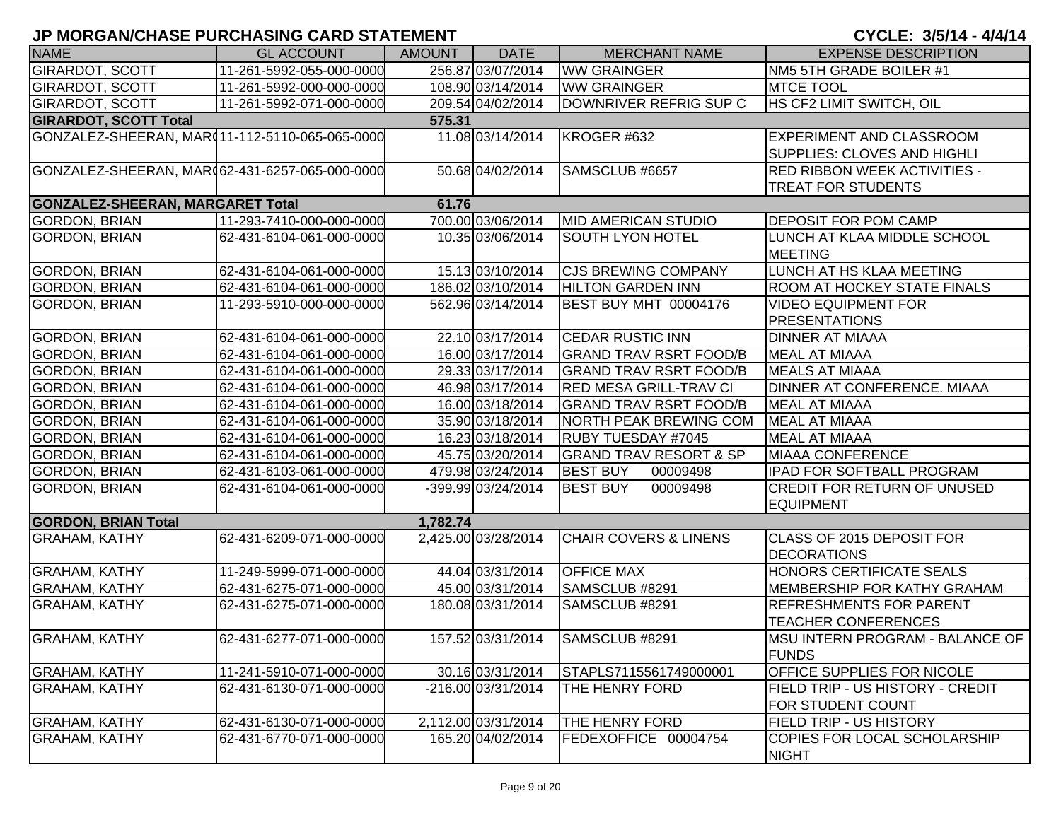# JP MORGAN/CHASE PURCHASING CARD STATEMENT

**CYCLE: 3/5/14 - 4/4/14**

| NAME | GL ACCOUNT | AMOUNT | DATE | MERCHANT NAME | EXPENSE DESCRIPTION |
|---|---|---|---|---|---|
| GIRARDOT, SCOTT | 11-261-5992-055-000-0000 | 256.87 | 03/07/2014 | WW GRAINGER | NM5 5TH GRADE BOILER #1 |
| GIRARDOT, SCOTT | 11-261-5992-000-000-0000 | 108.90 | 03/14/2014 | WW GRAINGER | MTCE TOOL |
| GIRARDOT, SCOTT | 11-261-5992-071-000-0000 | 209.54 | 04/02/2014 | DOWNRIVER REFRIG SUP C | HS CF2 LIMIT SWITCH, OIL |
| **GIRARDOT, SCOTT Total** | | **575.31** | | | |
| GONZALEZ-SHEERAN, MAR( | 11-112-5110-065-065-0000 | 11.08 | 03/14/2014 | KROGER #632 | EXPERIMENT AND CLASSROOM SUPPLIES: CLOVES AND HIGHLI |
| GONZALEZ-SHEERAN, MAR( | 62-431-6257-065-000-0000 | 50.68 | 04/02/2014 | SAMSCLUB #6657 | RED RIBBON WEEK ACTIVITIES - TREAT FOR STUDENTS |
| **GONZALEZ-SHEERAN, MARGARET Total** | | **61.76** | | | |
| GORDON, BRIAN | 11-293-7410-000-000-0000 | 700.00 | 03/06/2014 | MID AMERICAN STUDIO | DEPOSIT FOR POM CAMP |
| GORDON, BRIAN | 62-431-6104-061-000-0000 | 10.35 | 03/06/2014 | SOUTH LYON HOTEL | LUNCH AT KLAA MIDDLE SCHOOL MEETING |
| GORDON, BRIAN | 62-431-6104-061-000-0000 | 15.13 | 03/10/2014 | CJS BREWING COMPANY | LUNCH AT HS KLAA MEETING |
| GORDON, BRIAN | 62-431-6104-061-000-0000 | 186.02 | 03/10/2014 | HILTON GARDEN INN | ROOM AT HOCKEY STATE FINALS |
| GORDON, BRIAN | 11-293-5910-000-000-0000 | 562.96 | 03/14/2014 | BEST BUY MHT 00004176 | VIDEO EQUIPMENT FOR PRESENTATIONS |
| GORDON, BRIAN | 62-431-6104-061-000-0000 | 22.10 | 03/17/2014 | CEDAR RUSTIC INN | DINNER AT MIAAA |
| GORDON, BRIAN | 62-431-6104-061-000-0000 | 16.00 | 03/17/2014 | GRAND TRAV RSRT FOOD/B | MEAL AT MIAAA |
| GORDON, BRIAN | 62-431-6104-061-000-0000 | 29.33 | 03/17/2014 | GRAND TRAV RSRT FOOD/B | MEALS AT MIAAA |
| GORDON, BRIAN | 62-431-6104-061-000-0000 | 46.98 | 03/17/2014 | RED MESA GRILL-TRAV CI | DINNER AT CONFERENCE. MIAAA |
| GORDON, BRIAN | 62-431-6104-061-000-0000 | 16.00 | 03/18/2014 | GRAND TRAV RSRT FOOD/B | MEAL AT MIAAA |
| GORDON, BRIAN | 62-431-6104-061-000-0000 | 35.90 | 03/18/2014 | NORTH PEAK BREWING COM | MEAL AT MIAAA |
| GORDON, BRIAN | 62-431-6104-061-000-0000 | 16.23 | 03/18/2014 | RUBY TUESDAY #7045 | MEAL AT MIAAA |
| GORDON, BRIAN | 62-431-6104-061-000-0000 | 45.75 | 03/20/2014 | GRAND TRAV RESORT & SP | MIAAA CONFERENCE |
| GORDON, BRIAN | 62-431-6103-061-000-0000 | 479.98 | 03/24/2014 | BEST BUY 00009498 | IPAD FOR SOFTBALL PROGRAM |
| GORDON, BRIAN | 62-431-6104-061-000-0000 | -399.99 | 03/24/2014 | BEST BUY 00009498 | CREDIT FOR RETURN OF UNUSED EQUIPMENT |
| **GORDON, BRIAN Total** | | **1,782.74** | | | |
| GRAHAM, KATHY | 62-431-6209-071-000-0000 | 2,425.00 | 03/28/2014 | CHAIR COVERS & LINENS | CLASS OF 2015 DEPOSIT FOR DECORATIONS |
| GRAHAM, KATHY | 11-249-5999-071-000-0000 | 44.04 | 03/31/2014 | OFFICE MAX | HONORS CERTIFICATE SEALS |
| GRAHAM, KATHY | 62-431-6275-071-000-0000 | 45.00 | 03/31/2014 | SAMSCLUB #8291 | MEMBERSHIP FOR KATHY GRAHAM |
| GRAHAM, KATHY | 62-431-6275-071-000-0000 | 180.08 | 03/31/2014 | SAMSCLUB #8291 | REFRESHMENTS FOR PARENT TEACHER CONFERENCES |
| GRAHAM, KATHY | 62-431-6277-071-000-0000 | 157.52 | 03/31/2014 | SAMSCLUB #8291 | MSU INTERN PROGRAM - BALANCE OF FUNDS |
| GRAHAM, KATHY | 11-241-5910-071-000-0000 | 30.16 | 03/31/2014 | STAPLS7115561749000001 | OFFICE SUPPLIES FOR NICOLE |
| GRAHAM, KATHY | 62-431-6130-071-000-0000 | -216.00 | 03/31/2014 | THE HENRY FORD | FIELD TRIP - US HISTORY - CREDIT FOR STUDENT COUNT |
| GRAHAM, KATHY | 62-431-6130-071-000-0000 | 2,112.00 | 03/31/2014 | THE HENRY FORD | FIELD TRIP - US HISTORY |
| GRAHAM, KATHY | 62-431-6770-071-000-0000 | 165.20 | 04/02/2014 | FEDEXOFFICE 00004754 | COPIES FOR LOCAL SCHOLARSHIP NIGHT |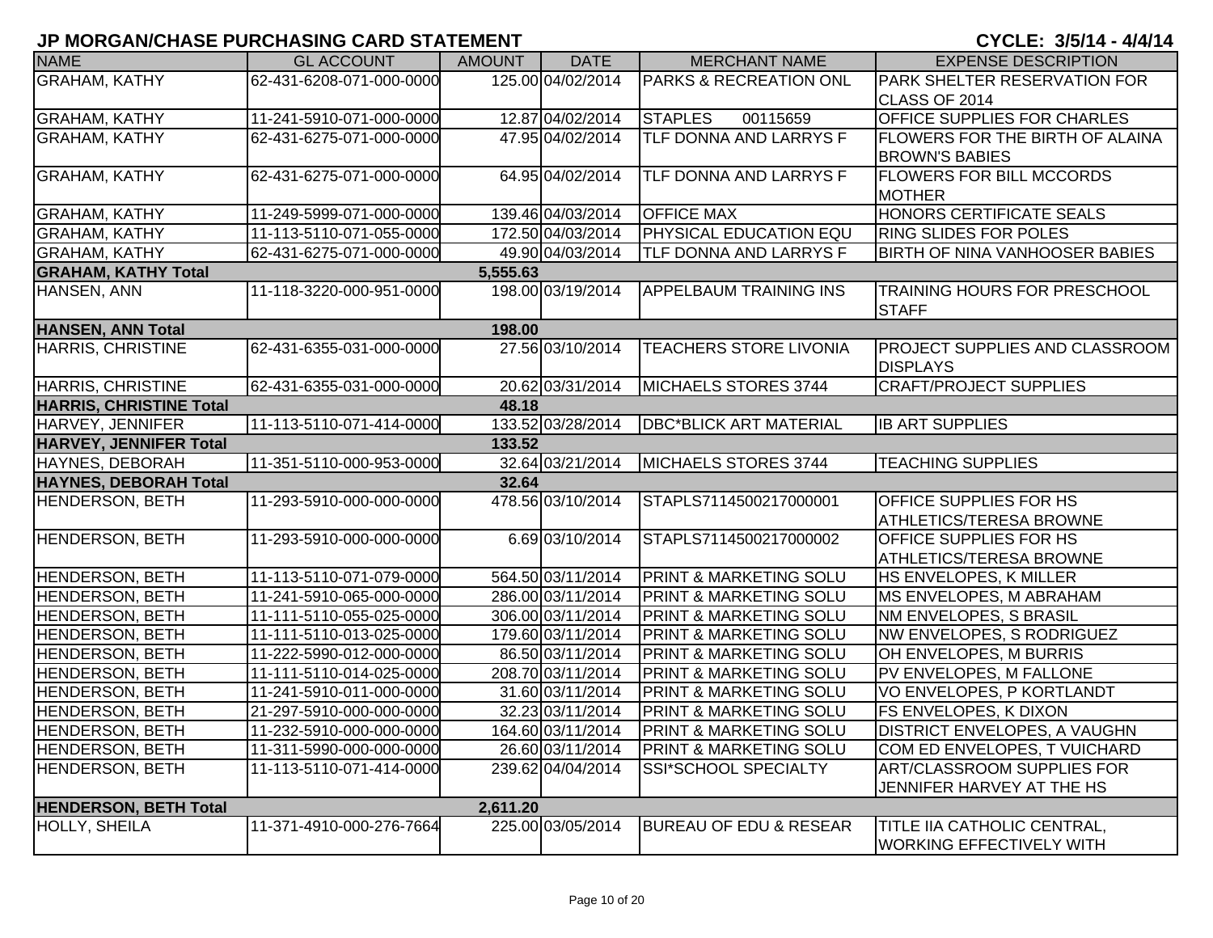# JP MORGAN/CHASE PURCHASING CARD STATEMENT

CYCLE: 3/5/14 - 4/4/14

| NAME | GL ACCOUNT | AMOUNT | DATE | MERCHANT NAME | EXPENSE DESCRIPTION |
|---|---|---|---|---|---|
| GRAHAM, KATHY | 62-431-6208-071-000-0000 | 125.00 | 04/02/2014 | PARKS & RECREATION ONL | PARK SHELTER RESERVATION FOR CLASS OF 2014 |
| GRAHAM, KATHY | 11-241-5910-071-000-0000 | 12.87 | 04/02/2014 | STAPLES 00115659 | OFFICE SUPPLIES FOR CHARLES |
| GRAHAM, KATHY | 62-431-6275-071-000-0000 | 47.95 | 04/02/2014 | TLF DONNA AND LARRYS F | FLOWERS FOR THE BIRTH OF ALAINA BROWN'S BABIES |
| GRAHAM, KATHY | 62-431-6275-071-000-0000 | 64.95 | 04/02/2014 | TLF DONNA AND LARRYS F | FLOWERS FOR BILL MCCORDS MOTHER |
| GRAHAM, KATHY | 11-249-5999-071-000-0000 | 139.46 | 04/03/2014 | OFFICE MAX | HONORS CERTIFICATE SEALS |
| GRAHAM, KATHY | 11-113-5110-071-055-0000 | 172.50 | 04/03/2014 | PHYSICAL EDUCATION EQU | RING SLIDES FOR POLES |
| GRAHAM, KATHY | 62-431-6275-071-000-0000 | 49.90 | 04/03/2014 | TLF DONNA AND LARRYS F | BIRTH OF NINA VANHOOSER BABIES |
| **GRAHAM, KATHY Total** | | **5,555.63** | | | |
| HANSEN, ANN | 11-118-3220-000-951-0000 | 198.00 | 03/19/2014 | APPELBAUM TRAINING INS | TRAINING HOURS FOR PRESCHOOL STAFF |
| **HANSEN, ANN Total** | | **198.00** | | | |
| HARRIS, CHRISTINE | 62-431-6355-031-000-0000 | 27.56 | 03/10/2014 | TEACHERS STORE LIVONIA | PROJECT SUPPLIES AND CLASSROOM DISPLAYS |
| HARRIS, CHRISTINE | 62-431-6355-031-000-0000 | 20.62 | 03/31/2014 | MICHAELS STORES 3744 | CRAFT/PROJECT SUPPLIES |
| **HARRIS, CHRISTINE Total** | | **48.18** | | | |
| HARVEY, JENNIFER | 11-113-5110-071-414-0000 | 133.52 | 03/28/2014 | DBC*BLICK ART MATERIAL | IB ART SUPPLIES |
| **HARVEY, JENNIFER Total** | | **133.52** | | | |
| HAYNES, DEBORAH | 11-351-5110-000-953-0000 | 32.64 | 03/21/2014 | MICHAELS STORES 3744 | TEACHING SUPPLIES |
| **HAYNES, DEBORAH Total** | | **32.64** | | | |
| HENDERSON, BETH | 11-293-5910-000-000-0000 | 478.56 | 03/10/2014 | STAPLS7114500217000001 | OFFICE SUPPLIES FOR HS ATHLETICS/TERESA BROWNE |
| HENDERSON, BETH | 11-293-5910-000-000-0000 | 6.69 | 03/10/2014 | STAPLS7114500217000002 | OFFICE SUPPLIES FOR HS ATHLETICS/TERESA BROWNE |
| HENDERSON, BETH | 11-113-5110-071-079-0000 | 564.50 | 03/11/2014 | PRINT & MARKETING SOLU | HS ENVELOPES, K MILLER |
| HENDERSON, BETH | 11-241-5910-065-000-0000 | 286.00 | 03/11/2014 | PRINT & MARKETING SOLU | MS ENVELOPES, M ABRAHAM |
| HENDERSON, BETH | 11-111-5110-055-025-0000 | 306.00 | 03/11/2014 | PRINT & MARKETING SOLU | NM ENVELOPES, S BRASIL |
| HENDERSON, BETH | 11-111-5110-013-025-0000 | 179.60 | 03/11/2014 | PRINT & MARKETING SOLU | NW ENVELOPES, S RODRIGUEZ |
| HENDERSON, BETH | 11-222-5990-012-000-0000 | 86.50 | 03/11/2014 | PRINT & MARKETING SOLU | OH ENVELOPES, M BURRIS |
| HENDERSON, BETH | 11-111-5110-014-025-0000 | 208.70 | 03/11/2014 | PRINT & MARKETING SOLU | PV ENVELOPES, M FALLONE |
| HENDERSON, BETH | 11-241-5910-011-000-0000 | 31.60 | 03/11/2014 | PRINT & MARKETING SOLU | VO ENVELOPES, P KORTLANDT |
| HENDERSON, BETH | 21-297-5910-000-000-0000 | 32.23 | 03/11/2014 | PRINT & MARKETING SOLU | FS ENVELOPES, K DIXON |
| HENDERSON, BETH | 11-232-5910-000-000-0000 | 164.60 | 03/11/2014 | PRINT & MARKETING SOLU | DISTRICT ENVELOPES, A VAUGHN |
| HENDERSON, BETH | 11-311-5990-000-000-0000 | 26.60 | 03/11/2014 | PRINT & MARKETING SOLU | COM ED ENVELOPES, T VUICHARD |
| HENDERSON, BETH | 11-113-5110-071-414-0000 | 239.62 | 04/04/2014 | SSI*SCHOOL SPECIALTY | ART/CLASSROOM SUPPLIES FOR JENNIFER HARVEY AT THE HS |
| **HENDERSON, BETH Total** | | **2,611.20** | | | |
| HOLLY, SHEILA | 11-371-4910-000-276-7664 | 225.00 | 03/05/2014 | BUREAU OF EDU & RESEAR | TITLE IIA CATHOLIC CENTRAL, WORKING EFFECTIVELY WITH |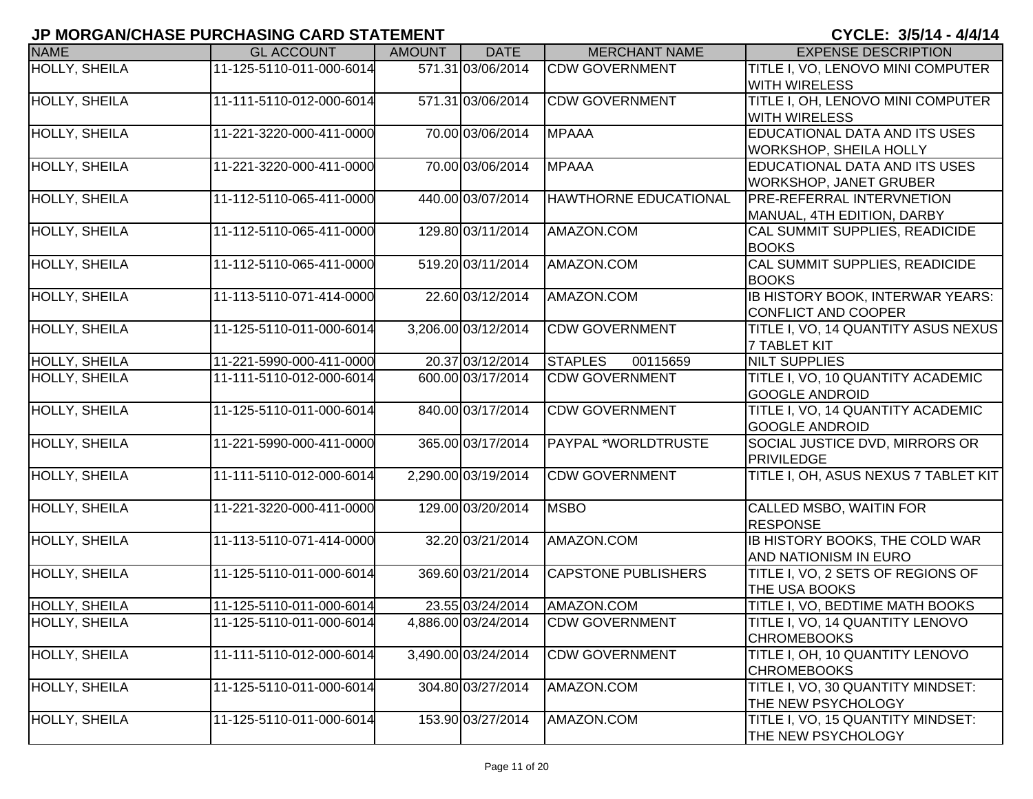## JP MORGAN/CHASE PURCHASING CARD STATEMENT

**CYCLE: 3/5/14 - 4/4/14**

| NAME | GL ACCOUNT | AMOUNT | DATE | MERCHANT NAME | EXPENSE DESCRIPTION |
|---|---|---|---|---|---|
| HOLLY, SHEILA | 11-125-5110-011-000-6014 | 571.31 | 03/06/2014 | CDW GOVERNMENT | TITLE I, VO, LENOVO MINI COMPUTER WITH WIRELESS |
| HOLLY, SHEILA | 11-111-5110-012-000-6014 | 571.31 | 03/06/2014 | CDW GOVERNMENT | TITLE I, OH, LENOVO MINI COMPUTER WITH WIRELESS |
| HOLLY, SHEILA | 11-221-3220-000-411-0000 | 70.00 | 03/06/2014 | MPAAA | EDUCATIONAL DATA AND ITS USES WORKSHOP, SHEILA HOLLY |
| HOLLY, SHEILA | 11-221-3220-000-411-0000 | 70.00 | 03/06/2014 | MPAAA | EDUCATIONAL DATA AND ITS USES WORKSHOP, JANET GRUBER |
| HOLLY, SHEILA | 11-112-5110-065-411-0000 | 440.00 | 03/07/2014 | HAWTHORNE EDUCATIONAL | PRE-REFERRAL INTERVNETION MANUAL, 4TH EDITION, DARBY |
| HOLLY, SHEILA | 11-112-5110-065-411-0000 | 129.80 | 03/11/2014 | AMAZON.COM | CAL SUMMIT SUPPLIES, READICIDE BOOKS |
| HOLLY, SHEILA | 11-112-5110-065-411-0000 | 519.20 | 03/11/2014 | AMAZON.COM | CAL SUMMIT SUPPLIES, READICIDE BOOKS |
| HOLLY, SHEILA | 11-113-5110-071-414-0000 | 22.60 | 03/12/2014 | AMAZON.COM | IB HISTORY BOOK, INTERWAR YEARS: CONFLICT AND COOPER |
| HOLLY, SHEILA | 11-125-5110-011-000-6014 | 3,206.00 | 03/12/2014 | CDW GOVERNMENT | TITLE I, VO, 14 QUANTITY ASUS NEXUS 7 TABLET KIT |
| HOLLY, SHEILA | 11-221-5990-000-411-0000 | 20.37 | 03/12/2014 | STAPLES 00115659 | NILT SUPPLIES |
| HOLLY, SHEILA | 11-111-5110-012-000-6014 | 600.00 | 03/17/2014 | CDW GOVERNMENT | TITLE I, VO, 10 QUANTITY ACADEMIC GOOGLE ANDROID |
| HOLLY, SHEILA | 11-125-5110-011-000-6014 | 840.00 | 03/17/2014 | CDW GOVERNMENT | TITLE I, VO, 14 QUANTITY ACADEMIC GOOGLE ANDROID |
| HOLLY, SHEILA | 11-221-5990-000-411-0000 | 365.00 | 03/17/2014 | PAYPAL *WORLDTRUSTE | SOCIAL JUSTICE DVD, MIRRORS OR PRIVILEDGE |
| HOLLY, SHEILA | 11-111-5110-012-000-6014 | 2,290.00 | 03/19/2014 | CDW GOVERNMENT | TITLE I, OH, ASUS NEXUS 7 TABLET KIT |
| HOLLY, SHEILA | 11-221-3220-000-411-0000 | 129.00 | 03/20/2014 | MSBO | CALLED MSBO, WAITIN FOR RESPONSE |
| HOLLY, SHEILA | 11-113-5110-071-414-0000 | 32.20 | 03/21/2014 | AMAZON.COM | IB HISTORY BOOKS, THE COLD WAR AND NATIONISM IN EURO |
| HOLLY, SHEILA | 11-125-5110-011-000-6014 | 369.60 | 03/21/2014 | CAPSTONE PUBLISHERS | TITLE I, VO, 2 SETS OF REGIONS OF THE USA BOOKS |
| HOLLY, SHEILA | 11-125-5110-011-000-6014 | 23.55 | 03/24/2014 | AMAZON.COM | TITLE I, VO, BEDTIME MATH BOOKS |
| HOLLY, SHEILA | 11-125-5110-011-000-6014 | 4,886.00 | 03/24/2014 | CDW GOVERNMENT | TITLE I, VO, 14 QUANTITY LENOVO CHROMEBOOKS |
| HOLLY, SHEILA | 11-111-5110-012-000-6014 | 3,490.00 | 03/24/2014 | CDW GOVERNMENT | TITLE I, OH, 10 QUANTITY LENOVO CHROMEBOOKS |
| HOLLY, SHEILA | 11-125-5110-011-000-6014 | 304.80 | 03/27/2014 | AMAZON.COM | TITLE I, VO, 30 QUANTITY MINDSET: THE NEW PSYCHOLOGY |
| HOLLY, SHEILA | 11-125-5110-011-000-6014 | 153.90 | 03/27/2014 | AMAZON.COM | TITLE I, VO, 15 QUANTITY MINDSET: THE NEW PSYCHOLOGY |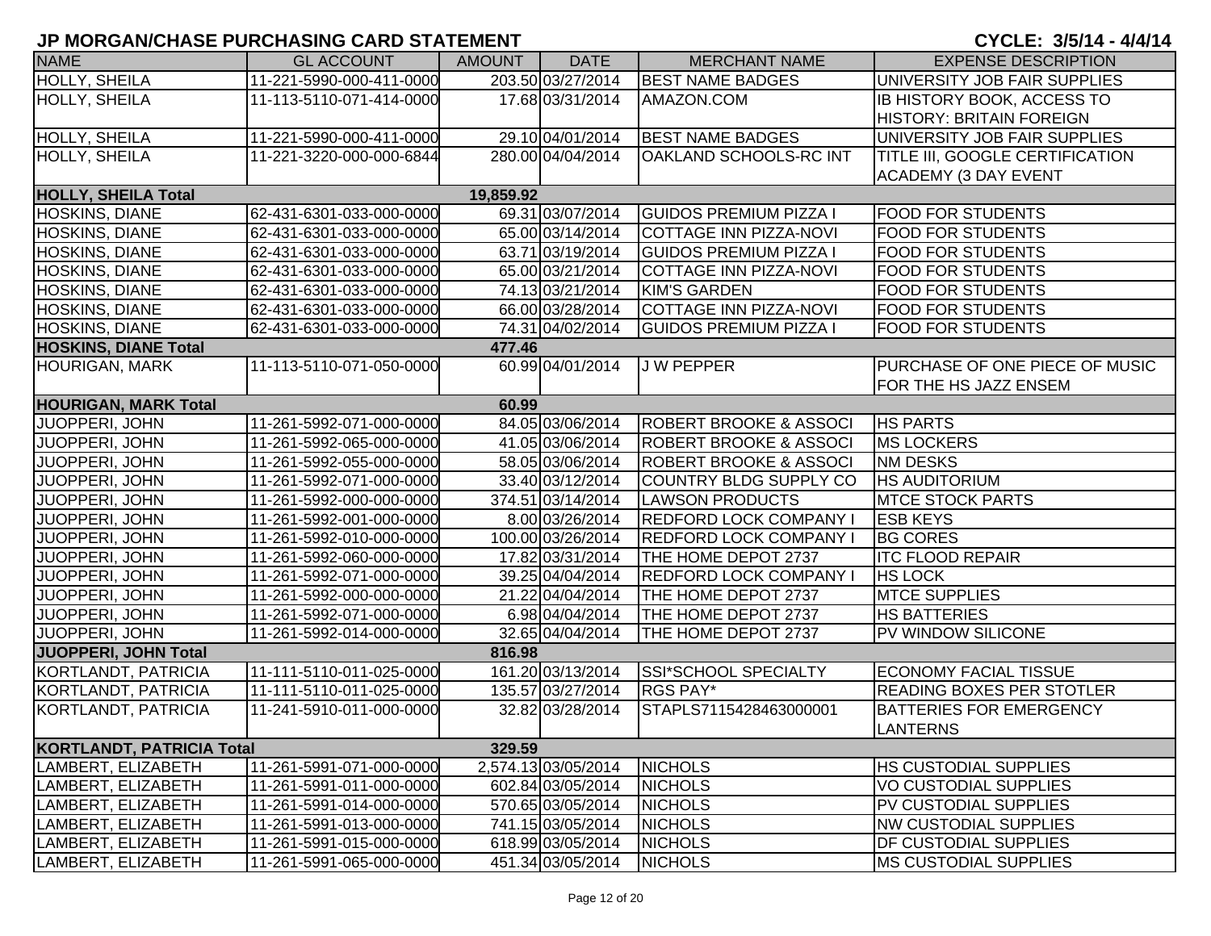## JP MORGAN/CHASE PURCHASING CARD STATEMENT

**CYCLE: 3/5/14 - 4/4/14**

| NAME | GL ACCOUNT | AMOUNT | DATE | MERCHANT NAME | EXPENSE DESCRIPTION |
|---|---|---|---|---|---|
| HOLLY, SHEILA | 11-221-5990-000-411-0000 | 203.50 | 03/27/2014 | BEST NAME BADGES | UNIVERSITY JOB FAIR SUPPLIES |
| HOLLY, SHEILA | 11-113-5110-071-414-0000 | 17.68 | 03/31/2014 | AMAZON.COM | IB HISTORY BOOK, ACCESS TO HISTORY: BRITAIN FOREIGN |
| HOLLY, SHEILA | 11-221-5990-000-411-0000 | 29.10 | 04/01/2014 | BEST NAME BADGES | UNIVERSITY JOB FAIR SUPPLIES |
| HOLLY, SHEILA | 11-221-3220-000-000-6844 | 280.00 | 04/04/2014 | OAKLAND SCHOOLS-RC INT | TITLE III, GOOGLE CERTIFICATION ACADEMY (3 DAY EVENT |
| **HOLLY, SHEILA Total** | | **19,859.92** | | | |
| HOSKINS, DIANE | 62-431-6301-033-000-0000 | 69.31 | 03/07/2014 | GUIDOS PREMIUM PIZZA I | FOOD FOR STUDENTS |
| HOSKINS, DIANE | 62-431-6301-033-000-0000 | 65.00 | 03/14/2014 | COTTAGE INN PIZZA-NOVI | FOOD FOR STUDENTS |
| HOSKINS, DIANE | 62-431-6301-033-000-0000 | 63.71 | 03/19/2014 | GUIDOS PREMIUM PIZZA I | FOOD FOR STUDENTS |
| HOSKINS, DIANE | 62-431-6301-033-000-0000 | 65.00 | 03/21/2014 | COTTAGE INN PIZZA-NOVI | FOOD FOR STUDENTS |
| HOSKINS, DIANE | 62-431-6301-033-000-0000 | 74.13 | 03/21/2014 | KIM'S GARDEN | FOOD FOR STUDENTS |
| HOSKINS, DIANE | 62-431-6301-033-000-0000 | 66.00 | 03/28/2014 | COTTAGE INN PIZZA-NOVI | FOOD FOR STUDENTS |
| HOSKINS, DIANE | 62-431-6301-033-000-0000 | 74.31 | 04/02/2014 | GUIDOS PREMIUM PIZZA I | FOOD FOR STUDENTS |
| **HOSKINS, DIANE Total** | | **477.46** | | | |
| HOURIGAN, MARK | 11-113-5110-071-050-0000 | 60.99 | 04/01/2014 | J W PEPPER | PURCHASE OF ONE PIECE OF MUSIC FOR THE HS JAZZ ENSEM |
| **HOURIGAN, MARK Total** | | **60.99** | | | |
| JUOPPERI, JOHN | 11-261-5992-071-000-0000 | 84.05 | 03/06/2014 | ROBERT BROOKE & ASSOCI | HS PARTS |
| JUOPPERI, JOHN | 11-261-5992-065-000-0000 | 41.05 | 03/06/2014 | ROBERT BROOKE & ASSOCI | MS LOCKERS |
| JUOPPERI, JOHN | 11-261-5992-055-000-0000 | 58.05 | 03/06/2014 | ROBERT BROOKE & ASSOCI | NM DESKS |
| JUOPPERI, JOHN | 11-261-5992-071-000-0000 | 33.40 | 03/12/2014 | COUNTRY BLDG SUPPLY CO | HS AUDITORIUM |
| JUOPPERI, JOHN | 11-261-5992-000-000-0000 | 374.51 | 03/14/2014 | LAWSON PRODUCTS | MTCE STOCK PARTS |
| JUOPPERI, JOHN | 11-261-5992-001-000-0000 | 8.00 | 03/26/2014 | REDFORD LOCK COMPANY I | ESB KEYS |
| JUOPPERI, JOHN | 11-261-5992-010-000-0000 | 100.00 | 03/26/2014 | REDFORD LOCK COMPANY I | BG CORES |
| JUOPPERI, JOHN | 11-261-5992-060-000-0000 | 17.82 | 03/31/2014 | THE HOME DEPOT 2737 | ITC FLOOD REPAIR |
| JUOPPERI, JOHN | 11-261-5992-071-000-0000 | 39.25 | 04/04/2014 | REDFORD LOCK COMPANY I | HS LOCK |
| JUOPPERI, JOHN | 11-261-5992-000-000-0000 | 21.22 | 04/04/2014 | THE HOME DEPOT 2737 | MTCE SUPPLIES |
| JUOPPERI, JOHN | 11-261-5992-071-000-0000 | 6.98 | 04/04/2014 | THE HOME DEPOT 2737 | HS BATTERIES |
| JUOPPERI, JOHN | 11-261-5992-014-000-0000 | 32.65 | 04/04/2014 | THE HOME DEPOT 2737 | PV WINDOW SILICONE |
| **JUOPPERI, JOHN Total** | | **816.98** | | | |
| KORTLANDT, PATRICIA | 11-111-5110-011-025-0000 | 161.20 | 03/13/2014 | SSI*SCHOOL SPECIALTY | ECONOMY FACIAL TISSUE |
| KORTLANDT, PATRICIA | 11-111-5110-011-025-0000 | 135.57 | 03/27/2014 | RGS PAY* | READING BOXES PER STOTLER |
| KORTLANDT, PATRICIA | 11-241-5910-011-000-0000 | 32.82 | 03/28/2014 | STAPLS7115428463000001 | BATTERIES FOR EMERGENCY LANTERNS |
| **KORTLANDT, PATRICIA Total** | | **329.59** | | | |
| LAMBERT, ELIZABETH | 11-261-5991-071-000-0000 | 2,574.13 | 03/05/2014 | NICHOLS | HS CUSTODIAL SUPPLIES |
| LAMBERT, ELIZABETH | 11-261-5991-011-000-0000 | 602.84 | 03/05/2014 | NICHOLS | VO CUSTODIAL SUPPLIES |
| LAMBERT, ELIZABETH | 11-261-5991-014-000-0000 | 570.65 | 03/05/2014 | NICHOLS | PV CUSTODIAL SUPPLIES |
| LAMBERT, ELIZABETH | 11-261-5991-013-000-0000 | 741.15 | 03/05/2014 | NICHOLS | NW CUSTODIAL SUPPLIES |
| LAMBERT, ELIZABETH | 11-261-5991-015-000-0000 | 618.99 | 03/05/2014 | NICHOLS | DF CUSTODIAL SUPPLIES |
| LAMBERT, ELIZABETH | 11-261-5991-065-000-0000 | 451.34 | 03/05/2014 | NICHOLS | MS CUSTODIAL SUPPLIES |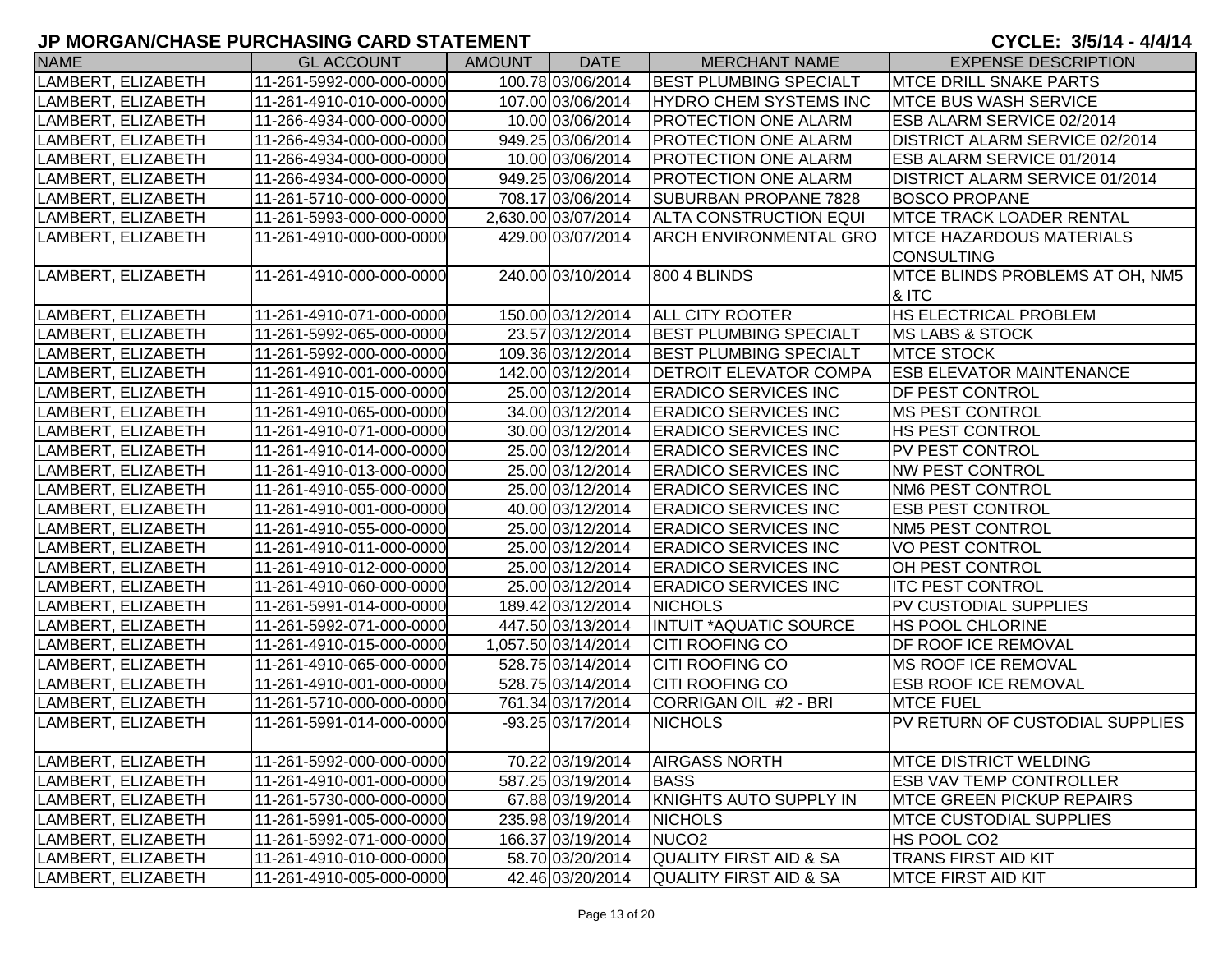# JP MORGAN/CHASE PURCHASING CARD STATEMENT

**CYCLE: 3/5/14 - 4/4/14**

| NAME | GL ACCOUNT | AMOUNT | DATE | MERCHANT NAME | EXPENSE DESCRIPTION |
|---|---|---|---|---|---|
| LAMBERT, ELIZABETH | 11-261-5992-000-000-0000 | 100.78 | 03/06/2014 | BEST PLUMBING SPECIALT | MTCE DRILL SNAKE PARTS |
| LAMBERT, ELIZABETH | 11-261-4910-010-000-0000 | 107.00 | 03/06/2014 | HYDRO CHEM SYSTEMS INC | MTCE BUS WASH SERVICE |
| LAMBERT, ELIZABETH | 11-266-4934-000-000-0000 | 10.00 | 03/06/2014 | PROTECTION ONE ALARM | ESB ALARM SERVICE 02/2014 |
| LAMBERT, ELIZABETH | 11-266-4934-000-000-0000 | 949.25 | 03/06/2014 | PROTECTION ONE ALARM | DISTRICT ALARM SERVICE 02/2014 |
| LAMBERT, ELIZABETH | 11-266-4934-000-000-0000 | 10.00 | 03/06/2014 | PROTECTION ONE ALARM | ESB ALARM SERVICE 01/2014 |
| LAMBERT, ELIZABETH | 11-266-4934-000-000-0000 | 949.25 | 03/06/2014 | PROTECTION ONE ALARM | DISTRICT ALARM SERVICE 01/2014 |
| LAMBERT, ELIZABETH | 11-261-5710-000-000-0000 | 708.17 | 03/06/2014 | SUBURBAN PROPANE 7828 | BOSCO PROPANE |
| LAMBERT, ELIZABETH | 11-261-5993-000-000-0000 | 2,630.00 | 03/07/2014 | ALTA CONSTRUCTION EQUI | MTCE TRACK LOADER RENTAL |
| LAMBERT, ELIZABETH | 11-261-4910-000-000-0000 | 429.00 | 03/07/2014 | ARCH ENVIRONMENTAL GRO | MTCE HAZARDOUS MATERIALS CONSULTING |
| LAMBERT, ELIZABETH | 11-261-4910-000-000-0000 | 240.00 | 03/10/2014 | 800 4 BLINDS | MTCE BLINDS PROBLEMS AT OH, NM5 & ITC |
| LAMBERT, ELIZABETH | 11-261-4910-071-000-0000 | 150.00 | 03/12/2014 | ALL CITY ROOTER | HS ELECTRICAL PROBLEM |
| LAMBERT, ELIZABETH | 11-261-5992-065-000-0000 | 23.57 | 03/12/2014 | BEST PLUMBING SPECIALT | MS LABS & STOCK |
| LAMBERT, ELIZABETH | 11-261-5992-000-000-0000 | 109.36 | 03/12/2014 | BEST PLUMBING SPECIALT | MTCE STOCK |
| LAMBERT, ELIZABETH | 11-261-4910-001-000-0000 | 142.00 | 03/12/2014 | DETROIT ELEVATOR COMPA | ESB ELEVATOR MAINTENANCE |
| LAMBERT, ELIZABETH | 11-261-4910-015-000-0000 | 25.00 | 03/12/2014 | ERADICO SERVICES INC | DF PEST CONTROL |
| LAMBERT, ELIZABETH | 11-261-4910-065-000-0000 | 34.00 | 03/12/2014 | ERADICO SERVICES INC | MS PEST CONTROL |
| LAMBERT, ELIZABETH | 11-261-4910-071-000-0000 | 30.00 | 03/12/2014 | ERADICO SERVICES INC | HS PEST CONTROL |
| LAMBERT, ELIZABETH | 11-261-4910-014-000-0000 | 25.00 | 03/12/2014 | ERADICO SERVICES INC | PV PEST CONTROL |
| LAMBERT, ELIZABETH | 11-261-4910-013-000-0000 | 25.00 | 03/12/2014 | ERADICO SERVICES INC | NW PEST CONTROL |
| LAMBERT, ELIZABETH | 11-261-4910-055-000-0000 | 25.00 | 03/12/2014 | ERADICO SERVICES INC | NM6 PEST CONTROL |
| LAMBERT, ELIZABETH | 11-261-4910-001-000-0000 | 40.00 | 03/12/2014 | ERADICO SERVICES INC | ESB PEST CONTROL |
| LAMBERT, ELIZABETH | 11-261-4910-055-000-0000 | 25.00 | 03/12/2014 | ERADICO SERVICES INC | NM5 PEST CONTROL |
| LAMBERT, ELIZABETH | 11-261-4910-011-000-0000 | 25.00 | 03/12/2014 | ERADICO SERVICES INC | VO PEST CONTROL |
| LAMBERT, ELIZABETH | 11-261-4910-012-000-0000 | 25.00 | 03/12/2014 | ERADICO SERVICES INC | OH PEST CONTROL |
| LAMBERT, ELIZABETH | 11-261-4910-060-000-0000 | 25.00 | 03/12/2014 | ERADICO SERVICES INC | ITC PEST CONTROL |
| LAMBERT, ELIZABETH | 11-261-5991-014-000-0000 | 189.42 | 03/12/2014 | NICHOLS | PV CUSTODIAL SUPPLIES |
| LAMBERT, ELIZABETH | 11-261-5992-071-000-0000 | 447.50 | 03/13/2014 | INTUIT *AQUATIC SOURCE | HS POOL CHLORINE |
| LAMBERT, ELIZABETH | 11-261-4910-015-000-0000 | 1,057.50 | 03/14/2014 | CITI ROOFING CO | DF ROOF ICE REMOVAL |
| LAMBERT, ELIZABETH | 11-261-4910-065-000-0000 | 528.75 | 03/14/2014 | CITI ROOFING CO | MS ROOF ICE REMOVAL |
| LAMBERT, ELIZABETH | 11-261-4910-001-000-0000 | 528.75 | 03/14/2014 | CITI ROOFING CO | ESB ROOF ICE REMOVAL |
| LAMBERT, ELIZABETH | 11-261-5710-000-000-0000 | 761.34 | 03/17/2014 | CORRIGAN OIL #2 - BRI | MTCE FUEL |
| LAMBERT, ELIZABETH | 11-261-5991-014-000-0000 | -93.25 | 03/17/2014 | NICHOLS | PV RETURN OF CUSTODIAL SUPPLIES |
| LAMBERT, ELIZABETH | 11-261-5992-000-000-0000 | 70.22 | 03/19/2014 | AIRGASS NORTH | MTCE DISTRICT WELDING |
| LAMBERT, ELIZABETH | 11-261-4910-001-000-0000 | 587.25 | 03/19/2014 | BASS | ESB VAV TEMP CONTROLLER |
| LAMBERT, ELIZABETH | 11-261-5730-000-000-0000 | 67.88 | 03/19/2014 | KNIGHTS AUTO SUPPLY IN | MTCE GREEN PICKUP REPAIRS |
| LAMBERT, ELIZABETH | 11-261-5991-005-000-0000 | 235.98 | 03/19/2014 | NICHOLS | MTCE CUSTODIAL SUPPLIES |
| LAMBERT, ELIZABETH | 11-261-5992-071-000-0000 | 166.37 | 03/19/2014 | NUCO2 | HS POOL CO2 |
| LAMBERT, ELIZABETH | 11-261-4910-010-000-0000 | 58.70 | 03/20/2014 | QUALITY FIRST AID & SA | TRANS FIRST AID KIT |
| LAMBERT, ELIZABETH | 11-261-4910-005-000-0000 | 42.46 | 03/20/2014 | QUALITY FIRST AID & SA | MTCE FIRST AID KIT |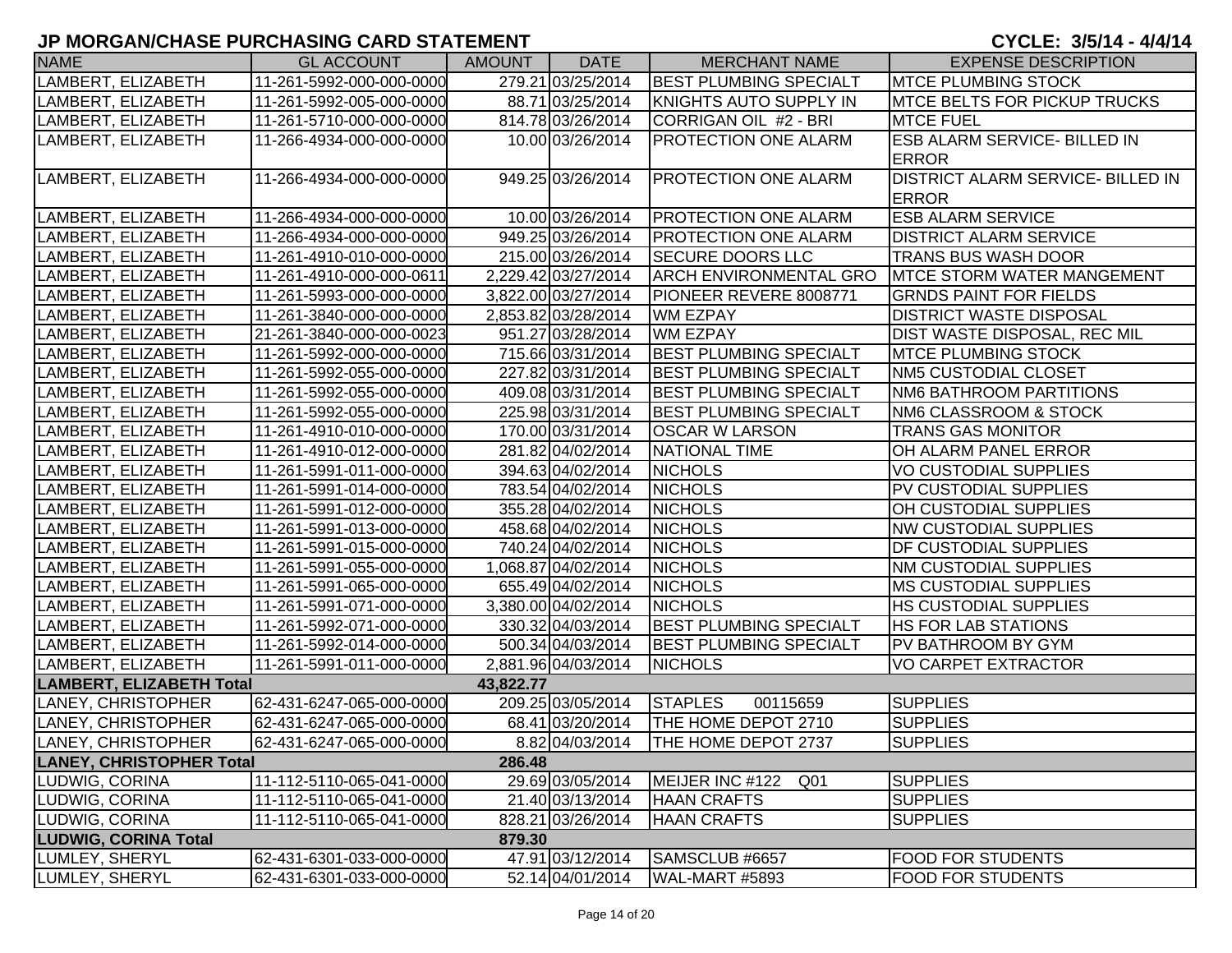## JP MORGAN/CHASE PURCHASING CARD STATEMENT

**CYCLE: 3/5/14 - 4/4/14**

| NAME | GL ACCOUNT | AMOUNT | DATE | MERCHANT NAME | EXPENSE DESCRIPTION |
|---|---|---|---|---|---|
| LAMBERT, ELIZABETH | 11-261-5992-000-000-0000 | 279.21 | 03/25/2014 | BEST PLUMBING SPECIALT | MTCE PLUMBING STOCK |
| LAMBERT, ELIZABETH | 11-261-5992-005-000-0000 | 88.71 | 03/25/2014 | KNIGHTS AUTO SUPPLY IN | MTCE BELTS FOR PICKUP TRUCKS |
| LAMBERT, ELIZABETH | 11-261-5710-000-000-0000 | 814.78 | 03/26/2014 | CORRIGAN OIL #2 - BRI | MTCE FUEL |
| LAMBERT, ELIZABETH | 11-266-4934-000-000-0000 | 10.00 | 03/26/2014 | PROTECTION ONE ALARM | ESB ALARM SERVICE- BILLED IN ERROR |
| LAMBERT, ELIZABETH | 11-266-4934-000-000-0000 | 949.25 | 03/26/2014 | PROTECTION ONE ALARM | DISTRICT ALARM SERVICE- BILLED IN ERROR |
| LAMBERT, ELIZABETH | 11-266-4934-000-000-0000 | 10.00 | 03/26/2014 | PROTECTION ONE ALARM | ESB ALARM SERVICE |
| LAMBERT, ELIZABETH | 11-266-4934-000-000-0000 | 949.25 | 03/26/2014 | PROTECTION ONE ALARM | DISTRICT ALARM SERVICE |
| LAMBERT, ELIZABETH | 11-261-4910-010-000-0000 | 215.00 | 03/26/2014 | SECURE DOORS LLC | TRANS BUS WASH DOOR |
| LAMBERT, ELIZABETH | 11-261-4910-000-000-0611 | 2,229.42 | 03/27/2014 | ARCH ENVIRONMENTAL GRO | MTCE STORM WATER MANGEMENT |
| LAMBERT, ELIZABETH | 11-261-5993-000-000-0000 | 3,822.00 | 03/27/2014 | PIONEER REVERE 8008771 | GRNDS PAINT FOR FIELDS |
| LAMBERT, ELIZABETH | 11-261-3840-000-000-0000 | 2,853.82 | 03/28/2014 | WM EZPAY | DISTRICT WASTE DISPOSAL |
| LAMBERT, ELIZABETH | 21-261-3840-000-000-0023 | 951.27 | 03/28/2014 | WM EZPAY | DIST WASTE DISPOSAL, REC MIL |
| LAMBERT, ELIZABETH | 11-261-5992-000-000-0000 | 715.66 | 03/31/2014 | BEST PLUMBING SPECIALT | MTCE PLUMBING STOCK |
| LAMBERT, ELIZABETH | 11-261-5992-055-000-0000 | 227.82 | 03/31/2014 | BEST PLUMBING SPECIALT | NM5 CUSTODIAL CLOSET |
| LAMBERT, ELIZABETH | 11-261-5992-055-000-0000 | 409.08 | 03/31/2014 | BEST PLUMBING SPECIALT | NM6 BATHROOM PARTITIONS |
| LAMBERT, ELIZABETH | 11-261-5992-055-000-0000 | 225.98 | 03/31/2014 | BEST PLUMBING SPECIALT | NM6 CLASSROOM & STOCK |
| LAMBERT, ELIZABETH | 11-261-4910-010-000-0000 | 170.00 | 03/31/2014 | OSCAR W LARSON | TRANS GAS MONITOR |
| LAMBERT, ELIZABETH | 11-261-4910-012-000-0000 | 281.82 | 04/02/2014 | NATIONAL TIME | OH ALARM PANEL ERROR |
| LAMBERT, ELIZABETH | 11-261-5991-011-000-0000 | 394.63 | 04/02/2014 | NICHOLS | VO CUSTODIAL SUPPLIES |
| LAMBERT, ELIZABETH | 11-261-5991-014-000-0000 | 783.54 | 04/02/2014 | NICHOLS | PV CUSTODIAL SUPPLIES |
| LAMBERT, ELIZABETH | 11-261-5991-012-000-0000 | 355.28 | 04/02/2014 | NICHOLS | OH CUSTODIAL SUPPLIES |
| LAMBERT, ELIZABETH | 11-261-5991-013-000-0000 | 458.68 | 04/02/2014 | NICHOLS | NW CUSTODIAL SUPPLIES |
| LAMBERT, ELIZABETH | 11-261-5991-015-000-0000 | 740.24 | 04/02/2014 | NICHOLS | DF CUSTODIAL SUPPLIES |
| LAMBERT, ELIZABETH | 11-261-5991-055-000-0000 | 1,068.87 | 04/02/2014 | NICHOLS | NM CUSTODIAL SUPPLIES |
| LAMBERT, ELIZABETH | 11-261-5991-065-000-0000 | 655.49 | 04/02/2014 | NICHOLS | MS CUSTODIAL SUPPLIES |
| LAMBERT, ELIZABETH | 11-261-5991-071-000-0000 | 3,380.00 | 04/02/2014 | NICHOLS | HS CUSTODIAL SUPPLIES |
| LAMBERT, ELIZABETH | 11-261-5992-071-000-0000 | 330.32 | 04/03/2014 | BEST PLUMBING SPECIALT | HS FOR LAB STATIONS |
| LAMBERT, ELIZABETH | 11-261-5992-014-000-0000 | 500.34 | 04/03/2014 | BEST PLUMBING SPECIALT | PV BATHROOM BY GYM |
| LAMBERT, ELIZABETH | 11-261-5991-011-000-0000 | 2,881.96 | 04/03/2014 | NICHOLS | VO CARPET EXTRACTOR |
| **LAMBERT, ELIZABETH Total** | | **43,822.77** | | | |
| LANEY, CHRISTOPHER | 62-431-6247-065-000-0000 | 209.25 | 03/05/2014 | STAPLES 00115659 | SUPPLIES |
| LANEY, CHRISTOPHER | 62-431-6247-065-000-0000 | 68.41 | 03/20/2014 | THE HOME DEPOT 2710 | SUPPLIES |
| LANEY, CHRISTOPHER | 62-431-6247-065-000-0000 | 8.82 | 04/03/2014 | THE HOME DEPOT 2737 | SUPPLIES |
| **LANEY, CHRISTOPHER Total** | | **286.48** | | | |
| LUDWIG, CORINA | 11-112-5110-065-041-0000 | 29.69 | 03/05/2014 | MEIJER INC #122 Q01 | SUPPLIES |
| LUDWIG, CORINA | 11-112-5110-065-041-0000 | 21.40 | 03/13/2014 | HAAN CRAFTS | SUPPLIES |
| LUDWIG, CORINA | 11-112-5110-065-041-0000 | 828.21 | 03/26/2014 | HAAN CRAFTS | SUPPLIES |
| **LUDWIG, CORINA Total** | | **879.30** | | | |
| LUMLEY, SHERYL | 62-431-6301-033-000-0000 | 47.91 | 03/12/2014 | SAMSCLUB #6657 | FOOD FOR STUDENTS |
| LUMLEY, SHERYL | 62-431-6301-033-000-0000 | 52.14 | 04/01/2014 | WAL-MART #5893 | FOOD FOR STUDENTS |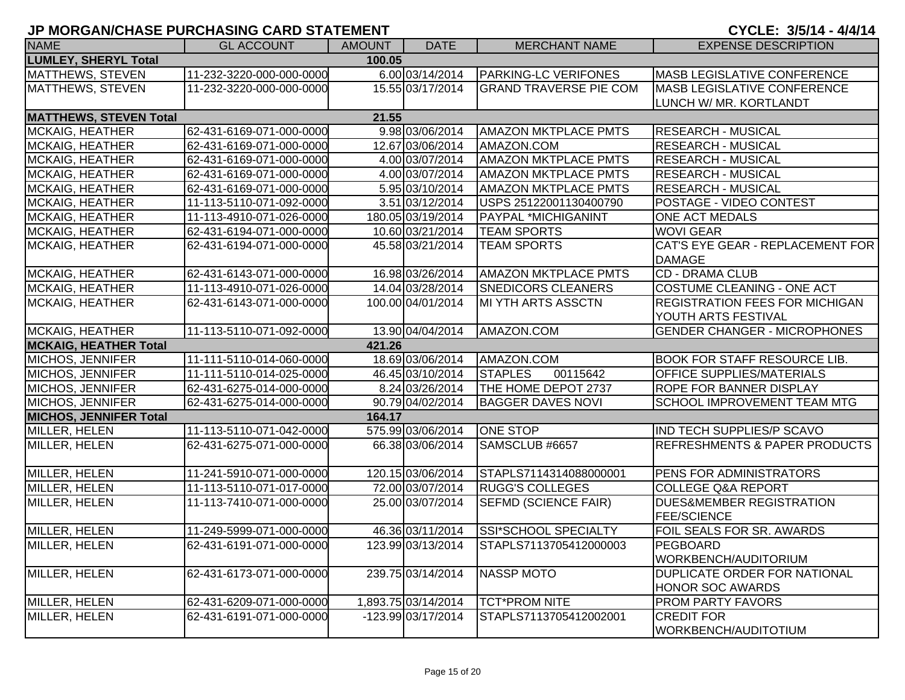# JP MORGAN/CHASE PURCHASING CARD STATEMENT

**CYCLE: 3/5/14 - 4/4/14**

| NAME | GL ACCOUNT | AMOUNT | DATE | MERCHANT NAME | EXPENSE DESCRIPTION |
|---|---|---|---|---|---|
| **LUMLEY, SHERYL Total** | | **100.05** | | | |
| MATTHEWS, STEVEN | 11-232-3220-000-000-0000 | 6.00 | 03/14/2014 | PARKING-LC VERIFONES | MASB LEGISLATIVE CONFERENCE |
| MATTHEWS, STEVEN | 11-232-3220-000-000-0000 | 15.55 | 03/17/2014 | GRAND TRAVERSE PIE COM | MASB LEGISLATIVE CONFERENCE LUNCH W/ MR. KORTLANDT |
| **MATTHEWS, STEVEN Total** | | **21.55** | | | |
| MCKAIG, HEATHER | 62-431-6169-071-000-0000 | 9.98 | 03/06/2014 | AMAZON MKTPLACE PMTS | RESEARCH - MUSICAL |
| MCKAIG, HEATHER | 62-431-6169-071-000-0000 | 12.67 | 03/06/2014 | AMAZON.COM | RESEARCH - MUSICAL |
| MCKAIG, HEATHER | 62-431-6169-071-000-0000 | 4.00 | 03/07/2014 | AMAZON MKTPLACE PMTS | RESEARCH - MUSICAL |
| MCKAIG, HEATHER | 62-431-6169-071-000-0000 | 4.00 | 03/07/2014 | AMAZON MKTPLACE PMTS | RESEARCH - MUSICAL |
| MCKAIG, HEATHER | 62-431-6169-071-000-0000 | 5.95 | 03/10/2014 | AMAZON MKTPLACE PMTS | RESEARCH - MUSICAL |
| MCKAIG, HEATHER | 11-113-5110-071-092-0000 | 3.51 | 03/12/2014 | USPS 25122001130400790 | POSTAGE - VIDEO CONTEST |
| MCKAIG, HEATHER | 11-113-4910-071-026-0000 | 180.05 | 03/19/2014 | PAYPAL *MICHIGANINT | ONE ACT MEDALS |
| MCKAIG, HEATHER | 62-431-6194-071-000-0000 | 10.60 | 03/21/2014 | TEAM SPORTS | WOVI GEAR |
| MCKAIG, HEATHER | 62-431-6194-071-000-0000 | 45.58 | 03/21/2014 | TEAM SPORTS | CAT'S EYE GEAR - REPLACEMENT FOR DAMAGE |
| MCKAIG, HEATHER | 62-431-6143-071-000-0000 | 16.98 | 03/26/2014 | AMAZON MKTPLACE PMTS | CD - DRAMA CLUB |
| MCKAIG, HEATHER | 11-113-4910-071-026-0000 | 14.04 | 03/28/2014 | SNEDICORS CLEANERS | COSTUME CLEANING - ONE ACT |
| MCKAIG, HEATHER | 62-431-6143-071-000-0000 | 100.00 | 04/01/2014 | MI YTH ARTS ASSCTN | REGISTRATION FEES FOR MICHIGAN YOUTH ARTS FESTIVAL |
| MCKAIG, HEATHER | 11-113-5110-071-092-0000 | 13.90 | 04/04/2014 | AMAZON.COM | GENDER CHANGER - MICROPHONES |
| **MCKAIG, HEATHER Total** | | **421.26** | | | |
| MICHOS, JENNIFER | 11-111-5110-014-060-0000 | 18.69 | 03/06/2014 | AMAZON.COM | BOOK FOR STAFF RESOURCE LIB. |
| MICHOS, JENNIFER | 11-111-5110-014-025-0000 | 46.45 | 03/10/2014 | STAPLES 00115642 | OFFICE SUPPLIES/MATERIALS |
| MICHOS, JENNIFER | 62-431-6275-014-000-0000 | 8.24 | 03/26/2014 | THE HOME DEPOT 2737 | ROPE FOR BANNER DISPLAY |
| MICHOS, JENNIFER | 62-431-6275-014-000-0000 | 90.79 | 04/02/2014 | BAGGER DAVES NOVI | SCHOOL IMPROVEMENT TEAM MTG |
| **MICHOS, JENNIFER Total** | | **164.17** | | | |
| MILLER, HELEN | 11-113-5110-071-042-0000 | 575.99 | 03/06/2014 | ONE STOP | IND TECH SUPPLIES/P SCAVO |
| MILLER, HELEN | 62-431-6275-071-000-0000 | 66.38 | 03/06/2014 | SAMSCLUB #6657 | REFRESHMENTS & PAPER PRODUCTS |
| MILLER, HELEN | 11-241-5910-071-000-0000 | 120.15 | 03/06/2014 | STAPLS7114314088000001 | PENS FOR ADMINISTRATORS |
| MILLER, HELEN | 11-113-5110-071-017-0000 | 72.00 | 03/07/2014 | RUGG'S COLLEGES | COLLEGE Q&A REPORT |
| MILLER, HELEN | 11-113-7410-071-000-0000 | 25.00 | 03/07/2014 | SEFMD (SCIENCE FAIR) | DUES&MEMBER REGISTRATION FEE/SCIENCE |
| MILLER, HELEN | 11-249-5999-071-000-0000 | 46.36 | 03/11/2014 | SSI*SCHOOL SPECIALTY | FOIL SEALS FOR SR. AWARDS |
| MILLER, HELEN | 62-431-6191-071-000-0000 | 123.99 | 03/13/2014 | STAPLS7113705412000003 | PEGBOARD WORKBENCH/AUDITORIUM |
| MILLER, HELEN | 62-431-6173-071-000-0000 | 239.75 | 03/14/2014 | NASSP MOTO | DUPLICATE ORDER FOR NATIONAL HONOR SOC AWARDS |
| MILLER, HELEN | 62-431-6209-071-000-0000 | 1,893.75 | 03/14/2014 | TCT*PROM NITE | PROM PARTY FAVORS |
| MILLER, HELEN | 62-431-6191-071-000-0000 | -123.99 | 03/17/2014 | STAPLS7113705412002001 | CREDIT FOR WORKBENCH/AUDITOTIUM |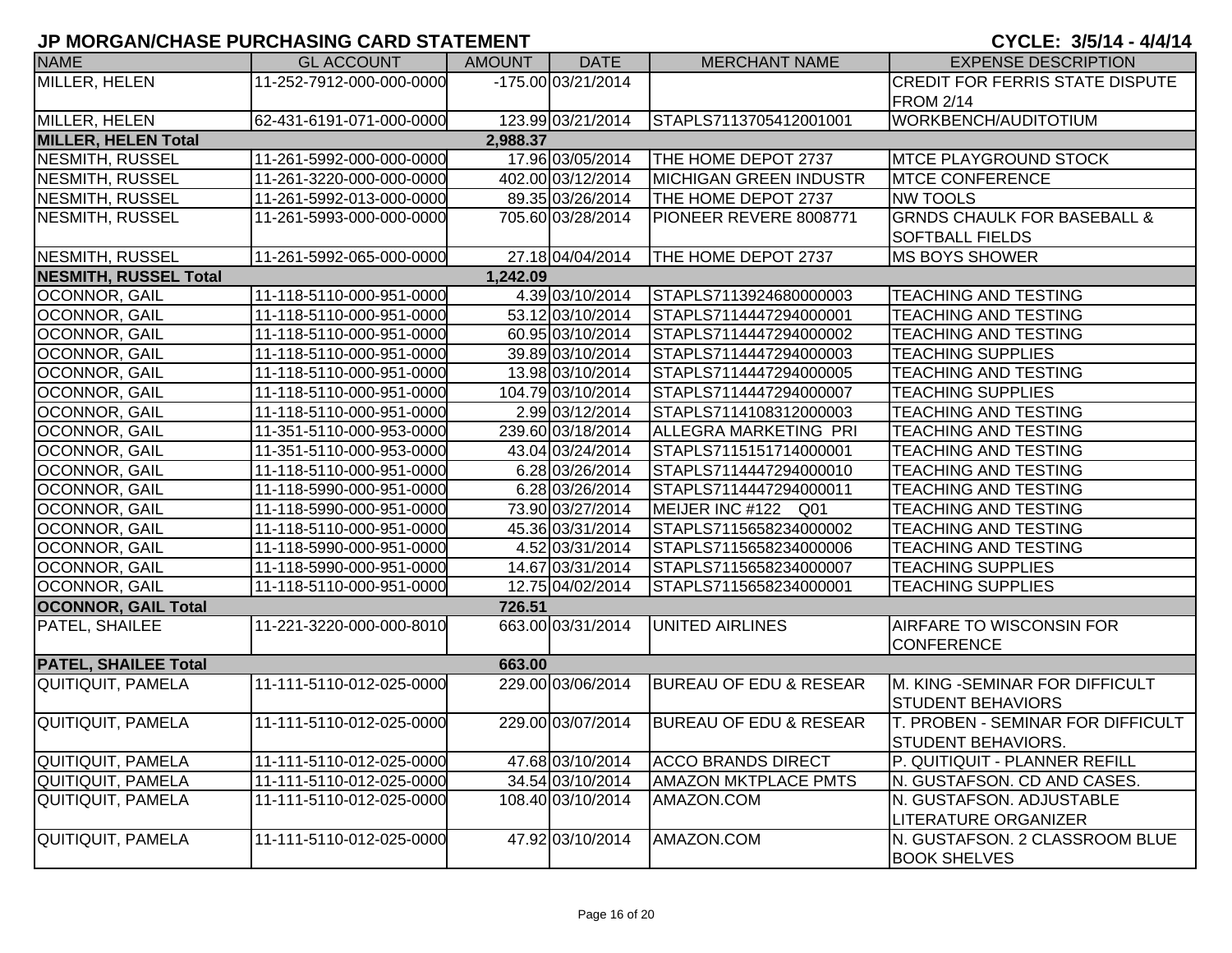## JP MORGAN/CHASE PURCHASING CARD STATEMENT

**CYCLE: 3/5/14 - 4/4/14**

| NAME | GL ACCOUNT | AMOUNT | DATE | MERCHANT NAME | EXPENSE DESCRIPTION |
|---|---|---|---|---|---|
| MILLER, HELEN | 11-252-7912-000-000-0000 | -175.00 | 03/21/2014 | | CREDIT FOR FERRIS STATE DISPUTE FROM 2/14 |
| MILLER, HELEN | 62-431-6191-071-000-0000 | 123.99 | 03/21/2014 | STAPLS7113705412001001 | WORKBENCH/AUDITOTIUM |
| **MILLER, HELEN Total** | | **2,988.37** | | | |
| NESMITH, RUSSEL | 11-261-5992-000-000-0000 | 17.96 | 03/05/2014 | THE HOME DEPOT 2737 | MTCE PLAYGROUND STOCK |
| NESMITH, RUSSEL | 11-261-3220-000-000-0000 | 402.00 | 03/12/2014 | MICHIGAN GREEN INDUSTR | MTCE CONFERENCE |
| NESMITH, RUSSEL | 11-261-5992-013-000-0000 | 89.35 | 03/26/2014 | THE HOME DEPOT 2737 | NW TOOLS |
| NESMITH, RUSSEL | 11-261-5993-000-000-0000 | 705.60 | 03/28/2014 | PIONEER REVERE 8008771 | GRNDS CHAULK FOR BASEBALL & SOFTBALL FIELDS |
| NESMITH, RUSSEL | 11-261-5992-065-000-0000 | 27.18 | 04/04/2014 | THE HOME DEPOT 2737 | MS BOYS SHOWER |
| **NESMITH, RUSSEL Total** | | **1,242.09** | | | |
| OCONNOR, GAIL | 11-118-5110-000-951-0000 | 4.39 | 03/10/2014 | STAPLS7113924680000003 | TEACHING AND TESTING |
| OCONNOR, GAIL | 11-118-5110-000-951-0000 | 53.12 | 03/10/2014 | STAPLS7114447294000001 | TEACHING AND TESTING |
| OCONNOR, GAIL | 11-118-5110-000-951-0000 | 60.95 | 03/10/2014 | STAPLS7114447294000002 | TEACHING AND TESTING |
| OCONNOR, GAIL | 11-118-5110-000-951-0000 | 39.89 | 03/10/2014 | STAPLS7114447294000003 | TEACHING SUPPLIES |
| OCONNOR, GAIL | 11-118-5110-000-951-0000 | 13.98 | 03/10/2014 | STAPLS7114447294000005 | TEACHING AND TESTING |
| OCONNOR, GAIL | 11-118-5110-000-951-0000 | 104.79 | 03/10/2014 | STAPLS7114447294000007 | TEACHING SUPPLIES |
| OCONNOR, GAIL | 11-118-5110-000-951-0000 | 2.99 | 03/12/2014 | STAPLS7114108312000003 | TEACHING AND TESTING |
| OCONNOR, GAIL | 11-351-5110-000-953-0000 | 239.60 | 03/18/2014 | ALLEGRA MARKETING PRI | TEACHING AND TESTING |
| OCONNOR, GAIL | 11-351-5110-000-953-0000 | 43.04 | 03/24/2014 | STAPLS7115151714000001 | TEACHING AND TESTING |
| OCONNOR, GAIL | 11-118-5110-000-951-0000 | 6.28 | 03/26/2014 | STAPLS7114447294000010 | TEACHING AND TESTING |
| OCONNOR, GAIL | 11-118-5990-000-951-0000 | 6.28 | 03/26/2014 | STAPLS7114447294000011 | TEACHING AND TESTING |
| OCONNOR, GAIL | 11-118-5990-000-951-0000 | 73.90 | 03/27/2014 | MEIJER INC #122 Q01 | TEACHING AND TESTING |
| OCONNOR, GAIL | 11-118-5110-000-951-0000 | 45.36 | 03/31/2014 | STAPLS7115658234000002 | TEACHING AND TESTING |
| OCONNOR, GAIL | 11-118-5990-000-951-0000 | 4.52 | 03/31/2014 | STAPLS7115658234000006 | TEACHING AND TESTING |
| OCONNOR, GAIL | 11-118-5990-000-951-0000 | 14.67 | 03/31/2014 | STAPLS7115658234000007 | TEACHING SUPPLIES |
| OCONNOR, GAIL | 11-118-5110-000-951-0000 | 12.75 | 04/02/2014 | STAPLS7115658234000001 | TEACHING SUPPLIES |
| **OCONNOR, GAIL Total** | | **726.51** | | | |
| PATEL, SHAILEE | 11-221-3220-000-000-8010 | 663.00 | 03/31/2014 | UNITED AIRLINES | AIRFARE TO WISCONSIN FOR CONFERENCE |
| **PATEL, SHAILEE Total** | | **663.00** | | | |
| QUITIQUIT, PAMELA | 11-111-5110-012-025-0000 | 229.00 | 03/06/2014 | BUREAU OF EDU & RESEAR | M. KING -SEMINAR FOR DIFFICULT STUDENT BEHAVIORS |
| QUITIQUIT, PAMELA | 11-111-5110-012-025-0000 | 229.00 | 03/07/2014 | BUREAU OF EDU & RESEAR | T. PROBEN - SEMINAR FOR DIFFICULT STUDENT BEHAVIORS. |
| QUITIQUIT, PAMELA | 11-111-5110-012-025-0000 | 47.68 | 03/10/2014 | ACCO BRANDS DIRECT | P. QUITIQUIT - PLANNER REFILL |
| QUITIQUIT, PAMELA | 11-111-5110-012-025-0000 | 34.54 | 03/10/2014 | AMAZON MKTPLACE PMTS | N. GUSTAFSON. CD AND CASES. |
| QUITIQUIT, PAMELA | 11-111-5110-012-025-0000 | 108.40 | 03/10/2014 | AMAZON.COM | N. GUSTAFSON. ADJUSTABLE LITERATURE ORGANIZER |
| QUITIQUIT, PAMELA | 11-111-5110-012-025-0000 | 47.92 | 03/10/2014 | AMAZON.COM | N. GUSTAFSON. 2 CLASSROOM BLUE BOOK SHELVES |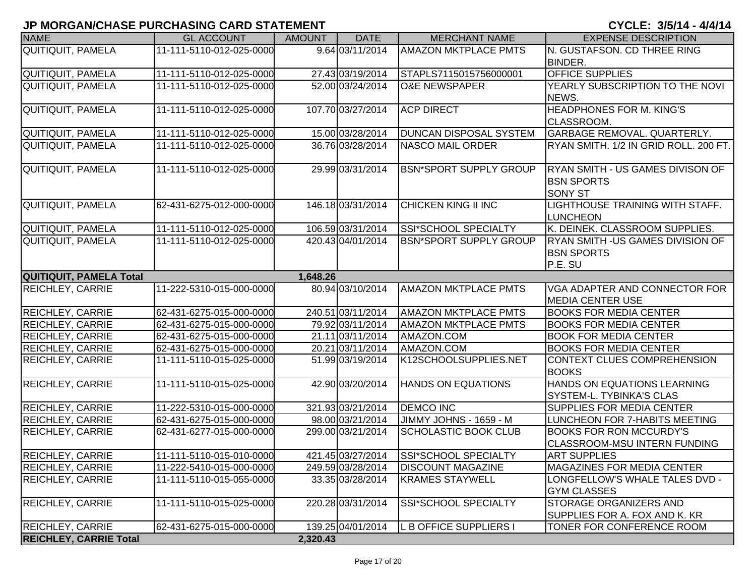# JP MORGAN/CHASE PURCHASING CARD STATEMENT

**CYCLE: 3/5/14 - 4/4/14**

| NAME | GL ACCOUNT | AMOUNT | DATE | MERCHANT NAME | EXPENSE DESCRIPTION |
|---|---|---|---|---|---|
| QUITIQUIT, PAMELA | 11-111-5110-012-025-0000 | 9.64 | 03/11/2014 | AMAZON MKTPLACE PMTS | N. GUSTAFSON. CD THREE RING BINDER. |
| QUITIQUIT, PAMELA | 11-111-5110-012-025-0000 | 27.43 | 03/19/2014 | STAPLS7115015756000001 | OFFICE SUPPLIES |
| QUITIQUIT, PAMELA | 11-111-5110-012-025-0000 | 52.00 | 03/24/2014 | O&E NEWSPAPER | YEARLY SUBSCRIPTION TO THE NOVI NEWS. |
| QUITIQUIT, PAMELA | 11-111-5110-012-025-0000 | 107.70 | 03/27/2014 | ACP DIRECT | HEADPHONES FOR M. KING'S CLASSROOM. |
| QUITIQUIT, PAMELA | 11-111-5110-012-025-0000 | 15.00 | 03/28/2014 | DUNCAN DISPOSAL SYSTEM | GARBAGE REMOVAL. QUARTERLY. |
| QUITIQUIT, PAMELA | 11-111-5110-012-025-0000 | 36.76 | 03/28/2014 | NASCO MAIL ORDER | RYAN SMITH. 1/2 IN GRID ROLL. 200 FT. |
| QUITIQUIT, PAMELA | 11-111-5110-012-025-0000 | 29.99 | 03/31/2014 | BSN*SPORT SUPPLY GROUP | RYAN SMITH - US GAMES DIVISON OF BSN SPORTS SONY ST |
| QUITIQUIT, PAMELA | 62-431-6275-012-000-0000 | 146.18 | 03/31/2014 | CHICKEN KING II INC | LIGHTHOUSE TRAINING WITH STAFF. LUNCHEON |
| QUITIQUIT, PAMELA | 11-111-5110-012-025-0000 | 106.59 | 03/31/2014 | SSI*SCHOOL SPECIALTY | K. DEINEK. CLASSROOM SUPPLIES. |
| QUITIQUIT, PAMELA | 11-111-5110-012-025-0000 | 420.43 | 04/01/2014 | BSN*SPORT SUPPLY GROUP | RYAN SMITH -US GAMES DIVISION OF BSN SPORTS P.E. SU |
| **QUITIQUIT, PAMELA Total** | | **1,648.26** | | | |
| REICHLEY, CARRIE | 11-222-5310-015-000-0000 | 80.94 | 03/10/2014 | AMAZON MKTPLACE PMTS | VGA ADAPTER AND CONNECTOR FOR MEDIA CENTER USE |
| REICHLEY, CARRIE | 62-431-6275-015-000-0000 | 240.51 | 03/11/2014 | AMAZON MKTPLACE PMTS | BOOKS FOR MEDIA CENTER |
| REICHLEY, CARRIE | 62-431-6275-015-000-0000 | 79.92 | 03/11/2014 | AMAZON MKTPLACE PMTS | BOOKS FOR MEDIA CENTER |
| REICHLEY, CARRIE | 62-431-6275-015-000-0000 | 21.11 | 03/11/2014 | AMAZON.COM | BOOK FOR MEDIA CENTER |
| REICHLEY, CARRIE | 62-431-6275-015-000-0000 | 20.21 | 03/11/2014 | AMAZON.COM | BOOKS FOR MEDIA CENTER |
| REICHLEY, CARRIE | 11-111-5110-015-025-0000 | 51.99 | 03/19/2014 | K12SCHOOLSUPPLIES.NET | CONTEXT CLUES COMPREHENSION BOOKS |
| REICHLEY, CARRIE | 11-111-5110-015-025-0000 | 42.90 | 03/20/2014 | HANDS ON EQUATIONS | HANDS ON EQUATIONS LEARNING SYSTEM-L. TYBINKA'S CLAS |
| REICHLEY, CARRIE | 11-222-5310-015-000-0000 | 321.93 | 03/21/2014 | DEMCO INC | SUPPLIES FOR MEDIA CENTER |
| REICHLEY, CARRIE | 62-431-6275-015-000-0000 | 98.00 | 03/21/2014 | JIMMY JOHNS - 1659 - M | LUNCHEON FOR 7-HABITS MEETING |
| REICHLEY, CARRIE | 62-431-6277-015-000-0000 | 299.00 | 03/21/2014 | SCHOLASTIC BOOK CLUB | BOOKS FOR RON MCCURDY'S CLASSROOM-MSU INTERN FUNDING |
| REICHLEY, CARRIE | 11-111-5110-015-010-0000 | 421.45 | 03/27/2014 | SSI*SCHOOL SPECIALTY | ART SUPPLIES |
| REICHLEY, CARRIE | 11-222-5410-015-000-0000 | 249.59 | 03/28/2014 | DISCOUNT MAGAZINE | MAGAZINES FOR MEDIA CENTER |
| REICHLEY, CARRIE | 11-111-5110-015-055-0000 | 33.35 | 03/28/2014 | KRAMES STAYWELL | LONGFELLOW'S WHALE TALES DVD - GYM CLASSES |
| REICHLEY, CARRIE | 11-111-5110-015-025-0000 | 220.28 | 03/31/2014 | SSI*SCHOOL SPECIALTY | STORAGE ORGANIZERS AND SUPPLIES FOR A. FOX AND K. KR |
| REICHLEY, CARRIE | 62-431-6275-015-000-0000 | 139.25 | 04/01/2014 | L B OFFICE SUPPLIERS I | TONER FOR CONFERENCE ROOM |
| **REICHLEY, CARRIE Total** | | **2,320.43** | | | |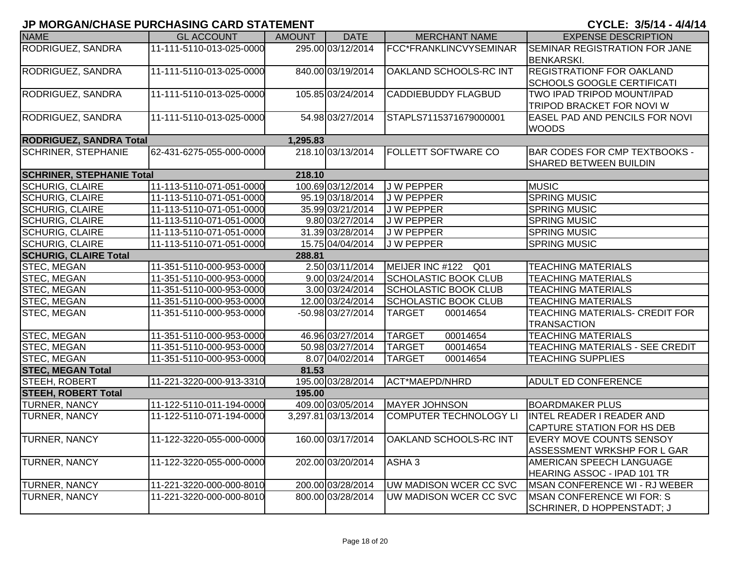# JP MORGAN/CHASE PURCHASING CARD STATEMENT

CYCLE: 3/5/14 - 4/4/14

| NAME | GL ACCOUNT | AMOUNT | DATE | MERCHANT NAME | EXPENSE DESCRIPTION |
|---|---|---|---|---|---|
| RODRIGUEZ, SANDRA | 11-111-5110-013-025-0000 | 295.00 | 03/12/2014 | FCC*FRANKLINCVYSEMINAR | SEMINAR REGISTRATION FOR JANE BENKARSKI. |
| RODRIGUEZ, SANDRA | 11-111-5110-013-025-0000 | 840.00 | 03/19/2014 | OAKLAND SCHOOLS-RC INT | REGISTRATIONF FOR OAKLAND SCHOOLS GOOGLE CERTIFICATI |
| RODRIGUEZ, SANDRA | 11-111-5110-013-025-0000 | 105.85 | 03/24/2014 | CADDIEBUDDY FLAGBUD | TWO IPAD TRIPOD MOUNT/IPAD TRIPOD BRACKET FOR NOVI W |
| RODRIGUEZ, SANDRA | 11-111-5110-013-025-0000 | 54.98 | 03/27/2014 | STAPLS7115371679000001 | EASEL PAD AND PENCILS FOR NOVI WOODS |
| **RODRIGUEZ, SANDRA Total** | | **1,295.83** | | | |
| SCHRINER, STEPHANIE | 62-431-6275-055-000-0000 | 218.10 | 03/13/2014 | FOLLETT SOFTWARE CO | BAR CODES FOR CMP TEXTBOOKS - SHARED BETWEEN BUILDIN |
| **SCHRINER, STEPHANIE Total** | | **218.10** | | | |
| SCHURIG, CLAIRE | 11-113-5110-071-051-0000 | 100.69 | 03/12/2014 | J W PEPPER | MUSIC |
| SCHURIG, CLAIRE | 11-113-5110-071-051-0000 | 95.19 | 03/18/2014 | J W PEPPER | SPRING MUSIC |
| SCHURIG, CLAIRE | 11-113-5110-071-051-0000 | 35.99 | 03/21/2014 | J W PEPPER | SPRING MUSIC |
| SCHURIG, CLAIRE | 11-113-5110-071-051-0000 | 9.80 | 03/27/2014 | J W PEPPER | SPRING MUSIC |
| SCHURIG, CLAIRE | 11-113-5110-071-051-0000 | 31.39 | 03/28/2014 | J W PEPPER | SPRING MUSIC |
| SCHURIG, CLAIRE | 11-113-5110-071-051-0000 | 15.75 | 04/04/2014 | J W PEPPER | SPRING MUSIC |
| **SCHURIG, CLAIRE Total** | | **288.81** | | | |
| STEC, MEGAN | 11-351-5110-000-953-0000 | 2.50 | 03/11/2014 | MEIJER INC #122 Q01 | TEACHING MATERIALS |
| STEC, MEGAN | 11-351-5110-000-953-0000 | 9.00 | 03/24/2014 | SCHOLASTIC BOOK CLUB | TEACHING MATERIALS |
| STEC, MEGAN | 11-351-5110-000-953-0000 | 3.00 | 03/24/2014 | SCHOLASTIC BOOK CLUB | TEACHING MATERIALS |
| STEC, MEGAN | 11-351-5110-000-953-0000 | 12.00 | 03/24/2014 | SCHOLASTIC BOOK CLUB | TEACHING MATERIALS |
| STEC, MEGAN | 11-351-5110-000-953-0000 | -50.98 | 03/27/2014 | TARGET 00014654 | TEACHING MATERIALS- CREDIT FOR TRANSACTION |
| STEC, MEGAN | 11-351-5110-000-953-0000 | 46.96 | 03/27/2014 | TARGET 00014654 | TEACHING MATERIALS |
| STEC, MEGAN | 11-351-5110-000-953-0000 | 50.98 | 03/27/2014 | TARGET 00014654 | TEACHING MATERIALS - SEE CREDIT |
| STEC, MEGAN | 11-351-5110-000-953-0000 | 8.07 | 04/02/2014 | TARGET 00014654 | TEACHING SUPPLIES |
| **STEC, MEGAN Total** | | **81.53** | | | |
| STEEH, ROBERT | 11-221-3220-000-913-3310 | 195.00 | 03/28/2014 | ACT*MAEPD/NHRD | ADULT ED CONFERENCE |
| **STEEH, ROBERT Total** | | **195.00** | | | |
| TURNER, NANCY | 11-122-5110-011-194-0000 | 409.00 | 03/05/2014 | MAYER JOHNSON | BOARDMAKER PLUS |
| TURNER, NANCY | 11-122-5110-071-194-0000 | 3,297.81 | 03/13/2014 | COMPUTER TECHNOLOGY LI | INTEL READER I READER AND CAPTURE STATION FOR HS DEB |
| TURNER, NANCY | 11-122-3220-055-000-0000 | 160.00 | 03/17/2014 | OAKLAND SCHOOLS-RC INT | EVERY MOVE COUNTS SENSOY ASSESSMENT WRKSHP FOR L GAR |
| TURNER, NANCY | 11-122-3220-055-000-0000 | 202.00 | 03/20/2014 | ASHA 3 | AMERICAN SPEECH LANGUAGE HEARING ASSOC - IPAD 101 TR |
| TURNER, NANCY | 11-221-3220-000-000-8010 | 200.00 | 03/28/2014 | UW MADISON WCER CC SVC | MSAN CONFERENCE WI - RJ WEBER |
| TURNER, NANCY | 11-221-3220-000-000-8010 | 800.00 | 03/28/2014 | UW MADISON WCER CC SVC | MSAN CONFERENCE WI FOR: S SCHRINER, D HOPPENSTADT; J |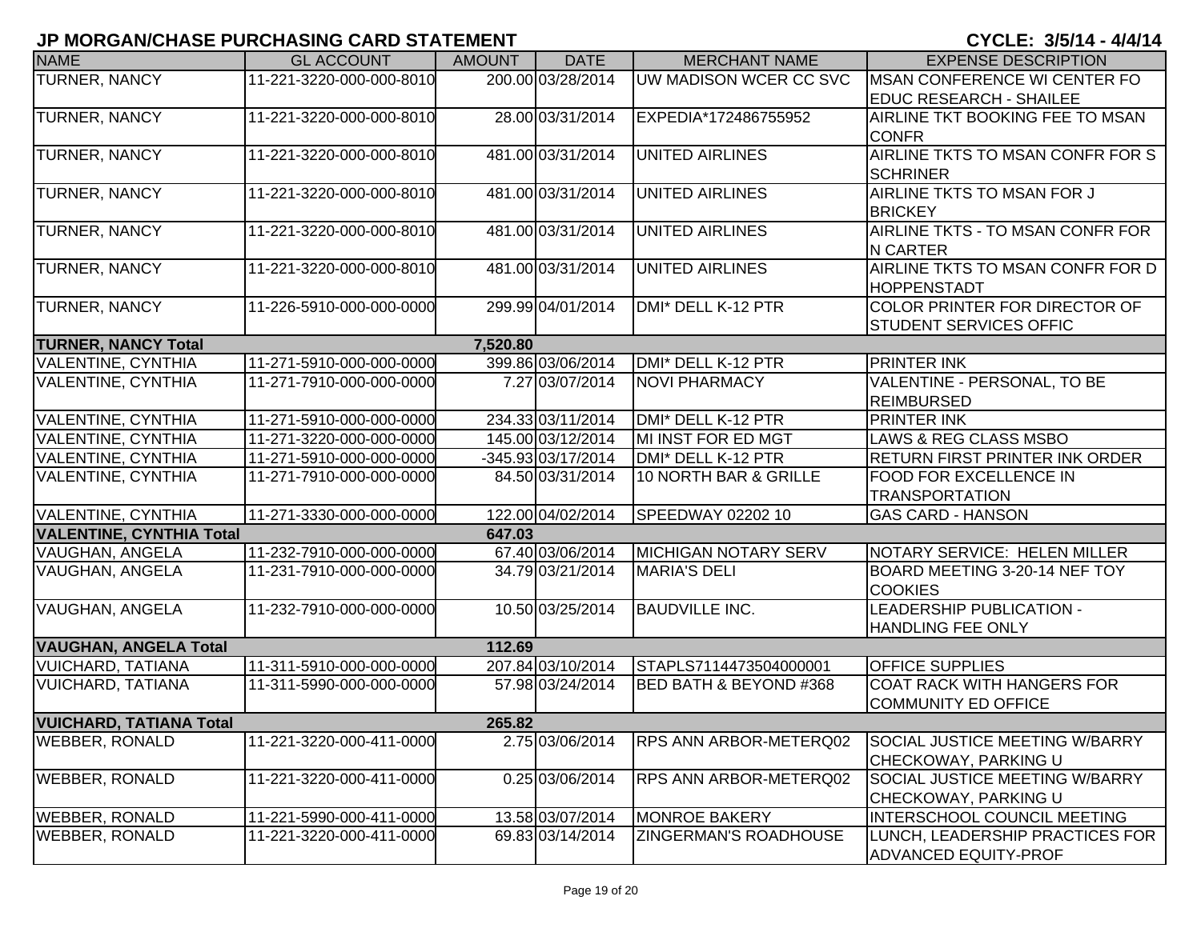## JP MORGAN/CHASE PURCHASING CARD STATEMENT

**CYCLE: 3/5/14 - 4/4/14**

| NAME | GL ACCOUNT | AMOUNT | DATE | MERCHANT NAME | EXPENSE DESCRIPTION |
|---|---|---|---|---|---|
| TURNER, NANCY | 11-221-3220-000-000-8010 | 200.00 | 03/28/2014 | UW MADISON WCER CC SVC | MSAN CONFERENCE WI CENTER FO EDUC RESEARCH - SHAILEE |
| TURNER, NANCY | 11-221-3220-000-000-8010 | 28.00 | 03/31/2014 | EXPEDIA*172486755952 | AIRLINE TKT BOOKING FEE TO MSAN CONFR |
| TURNER, NANCY | 11-221-3220-000-000-8010 | 481.00 | 03/31/2014 | UNITED AIRLINES | AIRLINE TKTS TO MSAN CONFR FOR S SCHRINER |
| TURNER, NANCY | 11-221-3220-000-000-8010 | 481.00 | 03/31/2014 | UNITED AIRLINES | AIRLINE TKTS TO MSAN FOR J BRICKEY |
| TURNER, NANCY | 11-221-3220-000-000-8010 | 481.00 | 03/31/2014 | UNITED AIRLINES | AIRLINE TKTS - TO MSAN CONFR FOR N CARTER |
| TURNER, NANCY | 11-221-3220-000-000-8010 | 481.00 | 03/31/2014 | UNITED AIRLINES | AIRLINE TKTS TO MSAN CONFR FOR D HOPPENSTADT |
| TURNER, NANCY | 11-226-5910-000-000-0000 | 299.99 | 04/01/2014 | DMI* DELL K-12 PTR | COLOR PRINTER FOR DIRECTOR OF STUDENT SERVICES OFFIC |
| **TURNER, NANCY Total** | | **7,520.80** | | | |
| VALENTINE, CYNTHIA | 11-271-5910-000-000-0000 | 399.86 | 03/06/2014 | DMI* DELL K-12 PTR | PRINTER INK |
| VALENTINE, CYNTHIA | 11-271-7910-000-000-0000 | 7.27 | 03/07/2014 | NOVI PHARMACY | VALENTINE - PERSONAL, TO BE REIMBURSED |
| VALENTINE, CYNTHIA | 11-271-5910-000-000-0000 | 234.33 | 03/11/2014 | DMI* DELL K-12 PTR | PRINTER INK |
| VALENTINE, CYNTHIA | 11-271-3220-000-000-0000 | 145.00 | 03/12/2014 | MI INST FOR ED MGT | LAWS & REG CLASS MSBO |
| VALENTINE, CYNTHIA | 11-271-5910-000-000-0000 | -345.93 | 03/17/2014 | DMI* DELL K-12 PTR | RETURN FIRST PRINTER INK ORDER |
| VALENTINE, CYNTHIA | 11-271-7910-000-000-0000 | 84.50 | 03/31/2014 | 10 NORTH BAR & GRILLE | FOOD FOR EXCELLENCE IN TRANSPORTATION |
| VALENTINE, CYNTHIA | 11-271-3330-000-000-0000 | 122.00 | 04/02/2014 | SPEEDWAY 02202 10 | GAS CARD - HANSON |
| **VALENTINE, CYNTHIA Total** | | **647.03** | | | |
| VAUGHAN, ANGELA | 11-232-7910-000-000-0000 | 67.40 | 03/06/2014 | MICHIGAN NOTARY SERV | NOTARY SERVICE: HELEN MILLER |
| VAUGHAN, ANGELA | 11-231-7910-000-000-0000 | 34.79 | 03/21/2014 | MARIA'S DELI | BOARD MEETING 3-20-14 NEF TOY COOKIES |
| VAUGHAN, ANGELA | 11-232-7910-000-000-0000 | 10.50 | 03/25/2014 | BAUDVILLE INC. | LEADERSHIP PUBLICATION - HANDLING FEE ONLY |
| **VAUGHAN, ANGELA Total** | | **112.69** | | | |
| VUICHARD, TATIANA | 11-311-5910-000-000-0000 | 207.84 | 03/10/2014 | STAPLS7114473504000001 | OFFICE SUPPLIES |
| VUICHARD, TATIANA | 11-311-5990-000-000-0000 | 57.98 | 03/24/2014 | BED BATH & BEYOND #368 | COAT RACK WITH HANGERS FOR COMMUNITY ED OFFICE |
| **VUICHARD, TATIANA Total** | | **265.82** | | | |
| WEBBER, RONALD | 11-221-3220-000-411-0000 | 2.75 | 03/06/2014 | RPS ANN ARBOR-METERQ02 | SOCIAL JUSTICE MEETING W/BARRY CHECKOWAY, PARKING U |
| WEBBER, RONALD | 11-221-3220-000-411-0000 | 0.25 | 03/06/2014 | RPS ANN ARBOR-METERQ02 | SOCIAL JUSTICE MEETING W/BARRY CHECKOWAY, PARKING U |
| WEBBER, RONALD | 11-221-5990-000-411-0000 | 13.58 | 03/07/2014 | MONROE BAKERY | INTERSCHOOL COUNCIL MEETING |
| WEBBER, RONALD | 11-221-3220-000-411-0000 | 69.83 | 03/14/2014 | ZINGERMAN'S ROADHOUSE | LUNCH, LEADERSHIP PRACTICES FOR ADVANCED EQUITY-PROF |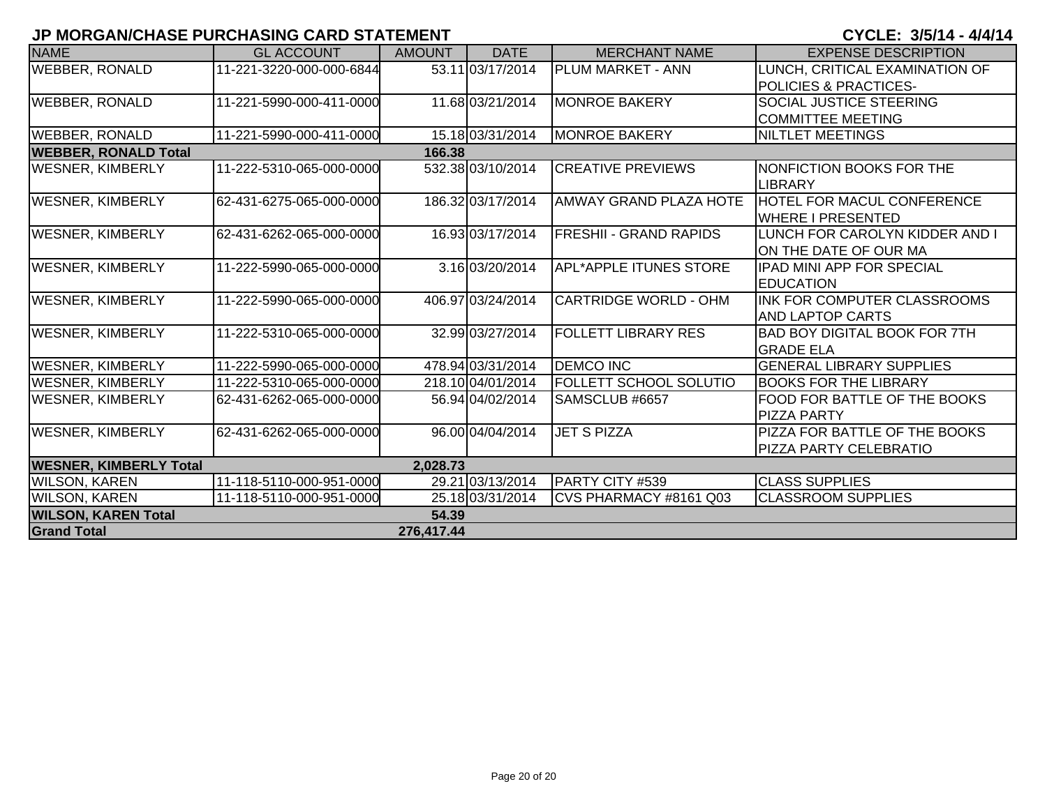## JP MORGAN/CHASE PURCHASING CARD STATEMENT

**CYCLE: 3/5/14 - 4/4/14**

| NAME | GL ACCOUNT | AMOUNT | DATE | MERCHANT NAME | EXPENSE DESCRIPTION |
|---|---|---|---|---|---|
| WEBBER, RONALD | 11-221-3220-000-000-6844 | 53.11 | 03/17/2014 | PLUM MARKET - ANN | LUNCH, CRITICAL EXAMINATION OF POLICIES & PRACTICES- |
| WEBBER, RONALD | 11-221-5990-000-411-0000 | 11.68 | 03/21/2014 | MONROE BAKERY | SOCIAL JUSTICE STEERING COMMITTEE MEETING |
| WEBBER, RONALD | 11-221-5990-000-411-0000 | 15.18 | 03/31/2014 | MONROE BAKERY | NILTLET MEETINGS |
| **WEBBER, RONALD Total** | | **166.38** | | | |
| WESNER, KIMBERLY | 11-222-5310-065-000-0000 | 532.38 | 03/10/2014 | CREATIVE PREVIEWS | NONFICTION BOOKS FOR THE LIBRARY |
| WESNER, KIMBERLY | 62-431-6275-065-000-0000 | 186.32 | 03/17/2014 | AMWAY GRAND PLAZA HOTE | HOTEL FOR MACUL CONFERENCE WHERE I PRESENTED |
| WESNER, KIMBERLY | 62-431-6262-065-000-0000 | 16.93 | 03/17/2014 | FRESHII - GRAND RAPIDS | LUNCH FOR CAROLYN KIDDER AND I ON THE DATE OF OUR MA |
| WESNER, KIMBERLY | 11-222-5990-065-000-0000 | 3.16 | 03/20/2014 | APL*APPLE ITUNES STORE | IPAD MINI APP FOR SPECIAL EDUCATION |
| WESNER, KIMBERLY | 11-222-5990-065-000-0000 | 406.97 | 03/24/2014 | CARTRIDGE WORLD - OHM | INK FOR COMPUTER CLASSROOMS AND LAPTOP CARTS |
| WESNER, KIMBERLY | 11-222-5310-065-000-0000 | 32.99 | 03/27/2014 | FOLLETT LIBRARY RES | BAD BOY DIGITAL BOOK FOR 7TH GRADE ELA |
| WESNER, KIMBERLY | 11-222-5990-065-000-0000 | 478.94 | 03/31/2014 | DEMCO INC | GENERAL LIBRARY SUPPLIES |
| WESNER, KIMBERLY | 11-222-5310-065-000-0000 | 218.10 | 04/01/2014 | FOLLETT SCHOOL SOLUTIO | BOOKS FOR THE LIBRARY |
| WESNER, KIMBERLY | 62-431-6262-065-000-0000 | 56.94 | 04/02/2014 | SAMSCLUB #6657 | FOOD FOR BATTLE OF THE BOOKS PIZZA PARTY |
| WESNER, KIMBERLY | 62-431-6262-065-000-0000 | 96.00 | 04/04/2014 | JET S PIZZA | PIZZA FOR BATTLE OF THE BOOKS PIZZA PARTY CELEBRATIO |
| **WESNER, KIMBERLY Total** | | **2,028.73** | | | |
| WILSON, KAREN | 11-118-5110-000-951-0000 | 29.21 | 03/13/2014 | PARTY CITY #539 | CLASS SUPPLIES |
| WILSON, KAREN | 11-118-5110-000-951-0000 | 25.18 | 03/31/2014 | CVS PHARMACY #8161 Q03 | CLASSROOM SUPPLIES |
| **WILSON, KAREN Total** | | **54.39** | | | |
| **Grand Total** | | **276,417.44** | | | |